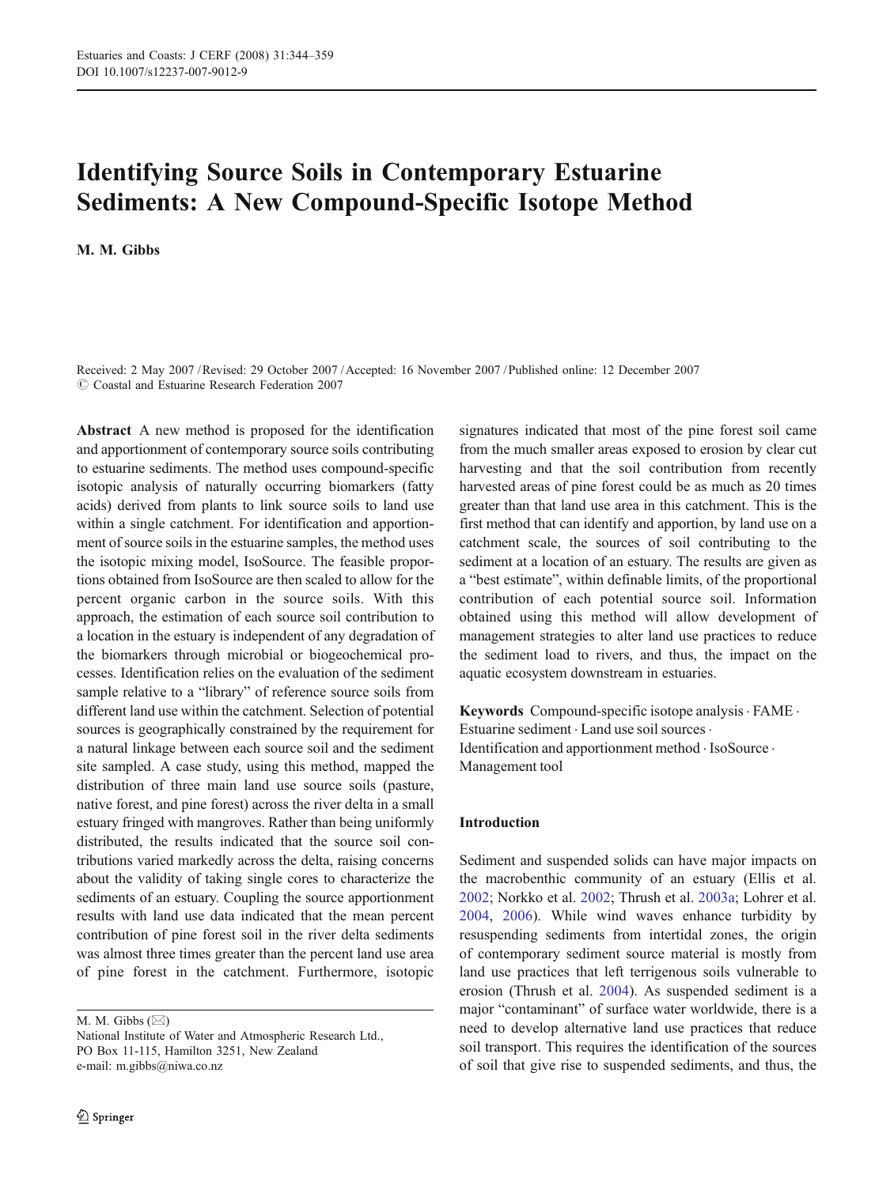# Identifying Source Soils in Contemporary Estuarine Sediments: A New Compound-Specific Isotope Method

**M. M. Gibbs**

Received: 2 May 2007 / Revised: 29 October 2007 / Accepted: 16 November 2007 / Published online: 12 December 2007
© Coastal and Estuarine Research Federation 2007

**Abstract** A new method is proposed for the identification and apportionment of contemporary source soils contributing to estuarine sediments. The method uses compound-specific isotopic analysis of naturally occurring biomarkers (fatty acids) derived from plants to link source soils to land use within a single catchment. For identification and apportionment of source soils in the estuarine samples, the method uses the isotopic mixing model, IsoSource. The feasible proportions obtained from IsoSource are then scaled to allow for the percent organic carbon in the source soils. With this approach, the estimation of each source soil contribution to a location in the estuary is independent of any degradation of the biomarkers through microbial or biogeochemical processes. Identification relies on the evaluation of the sediment sample relative to a "library" of reference source soils from different land use within the catchment. Selection of potential sources is geographically constrained by the requirement for a natural linkage between each source soil and the sediment site sampled. A case study, using this method, mapped the distribution of three main land use source soils (pasture, native forest, and pine forest) across the river delta in a small estuary fringed with mangroves. Rather than being uniformly distributed, the results indicated that the source soil contributions varied markedly across the delta, raising concerns about the validity of taking single cores to characterize the sediments of an estuary. Coupling the source apportionment results with land use data indicated that the mean percent contribution of pine forest soil in the river delta sediments was almost three times greater than the percent land use area of pine forest in the catchment. Furthermore, isotopic signatures indicated that most of the pine forest soil came from the much smaller areas exposed to erosion by clear cut harvesting and that the soil contribution from recently harvested areas of pine forest could be as much as 20 times greater than that land use area in this catchment. This is the first method that can identify and apportion, by land use on a catchment scale, the sources of soil contributing to the sediment at a location of an estuary. The results are given as a "best estimate", within definable limits, of the proportional contribution of each potential source soil. Information obtained using this method will allow development of management strategies to alter land use practices to reduce the sediment load to rivers, and thus, the impact on the aquatic ecosystem downstream in estuaries.

**Keywords** Compound-specific isotope analysis · FAME · Estuarine sediment · Land use soil sources · Identification and apportionment method · IsoSource · Management tool

M. M. Gibbs (✉)
National Institute of Water and Atmospheric Research Ltd.,
PO Box 11-115, Hamilton 3251, New Zealand
e-mail: m.gibbs@niwa.co.nz

## Introduction

Sediment and suspended solids can have major impacts on the macrobenthic community of an estuary (Ellis et al. 2002; Norkko et al. 2002; Thrush et al. 2003a; Lohrer et al. 2004, 2006). While wind waves enhance turbidity by resuspending sediments from intertidal zones, the origin of contemporary sediment source material is mostly from land use practices that left terrigenous soils vulnerable to erosion (Thrush et al. 2004). As suspended sediment is a major "contaminant" of surface water worldwide, there is a need to develop alternative land use practices that reduce soil transport. This requires the identification of the sources of soil that give rise to suspended sediments, and thus, the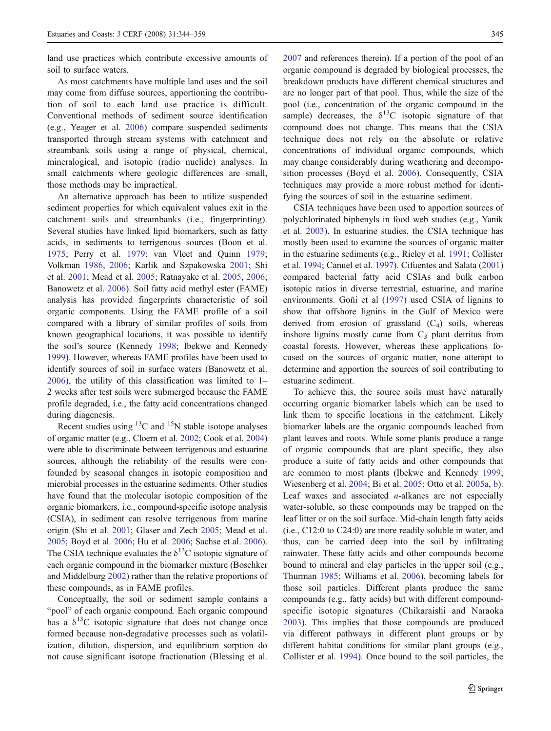land use practices which contribute excessive amounts of soil to surface waters.

As most catchments have multiple land uses and the soil may come from diffuse sources, apportioning the contribution of soil to each land use practice is difficult. Conventional methods of sediment source identification (e.g., Yeager et al. 2006) compare suspended sediments transported through stream systems with catchment and streambank soils using a range of physical, chemical, mineralogical, and isotopic (radio nuclide) analyses. In small catchments where geologic differences are small, those methods may be impractical.

An alternative approach has been to utilize suspended sediment properties for which equivalent values exit in the catchment soils and streambanks (i.e., fingerprinting). Several studies have linked lipid biomarkers, such as fatty acids, in sediments to terrigenous sources (Boon et al. 1975; Perry et al. 1979; van Vleet and Quinn 1979; Volkman 1986, 2006; Karlik and Szpakowska 2001; Shi et al. 2001; Mead et al. 2005; Ratnayake et al. 2005, 2006; Banowetz et al. 2006). Soil fatty acid methyl ester (FAME) analysis has provided fingerprints characteristic of soil organic components. Using the FAME profile of a soil compared with a library of similar profiles of soils from known geographical locations, it was possible to identify the soil's source (Kennedy 1998; Ibekwe and Kennedy 1999). However, whereas FAME profiles have been used to identify sources of soil in surface waters (Banowetz et al. 2006), the utility of this classification was limited to 1–2 weeks after test soils were submerged because the FAME profile degraded, i.e., the fatty acid concentrations changed during diagenesis.

Recent studies using $^{13}C$ and $^{15}N$ stable isotope analyses of organic matter (e.g., Cloern et al. 2002; Cook et al. 2004) were able to discriminate between terrigenous and estuarine sources, although the reliability of the results were confounded by seasonal changes in isotopic composition and microbial processes in the estuarine sediments. Other studies have found that the molecular isotopic composition of the organic biomarkers, i.e., compound-specific isotope analysis (CSIA), in sediment can resolve terrigenous from marine origin (Shi et al. 2001; Glaser and Zech 2005; Mead et al. 2005; Boyd et al. 2006; Hu et al. 2006; Sachse et al. 2006). The CSIA technique evaluates the $\delta^{13}C$ isotopic signature of each organic compound in the biomarker mixture (Boschker and Middelburg 2002) rather than the relative proportions of these compounds, as in FAME profiles.

Conceptually, the soil or sediment sample contains a "pool" of each organic compound. Each organic compound has a $\delta^{13}C$ isotopic signature that does not change once formed because non-degradative processes such as volatilization, dilution, dispersion, and equilibrium sorption do not cause significant isotope fractionation (Blessing et al. 2007 and references therein). If a portion of the pool of an organic compound is degraded by biological processes, the breakdown products have different chemical structures and are no longer part of that pool. Thus, while the size of the pool (i.e., concentration of the organic compound in the sample) decreases, the $\delta^{13}C$ isotopic signature of that compound does not change. This means that the CSIA technique does not rely on the absolute or relative concentrations of individual organic compounds, which may change considerably during weathering and decomposition processes (Boyd et al. 2006). Consequently, CSIA techniques may provide a more robust method for identifying the sources of soil in the estuarine sediment.

CSIA techniques have been used to apportion sources of polychlorinated biphenyls in food web studies (e.g., Yanik et al. 2003). In estuarine studies, the CSIA technique has mostly been used to examine the sources of organic matter in the estuarine sediments (e.g., Rieley et al. 1991; Collister et al. 1994; Canuel et al. 1997). Cifuentes and Salata (2001) compared bacterial fatty acid CSIAs and bulk carbon isotopic ratios in diverse terrestrial, estuarine, and marine environments. Goñi et al (1997) used CSIA of lignins to show that offshore lignins in the Gulf of Mexico were derived from erosion of grassland ($C_4$) soils, whereas inshore lignins mostly came from $C_3$ plant detritus from coastal forests. However, whereas these applications focused on the sources of organic matter, none attempt to determine and apportion the sources of soil contributing to estuarine sediment.

To achieve this, the source soils must have naturally occurring organic biomarker labels which can be used to link them to specific locations in the catchment. Likely biomarker labels are the organic compounds leached from plant leaves and roots. While some plants produce a range of organic compounds that are plant specific, they also produce a suite of fatty acids and other compounds that are common to most plants (Ibekwe and Kennedy 1999; Wiesenberg et al. 2004; Bi et al. 2005; Otto et al. 2005a, b). Leaf waxes and associated *n*-alkanes are not especially water-soluble, so these compounds may be trapped on the leaf litter or on the soil surface. Mid-chain length fatty acids (i.e., C12:0 to C24:0) are more readily soluble in water, and thus, can be carried deep into the soil by infiltrating rainwater. These fatty acids and other compounds become bound to mineral and clay particles in the upper soil (e.g., Thurman 1985; Williams et al. 2006), becoming labels for those soil particles. Different plants produce the same compounds (e.g., fatty acids) but with different compound-specific isotopic signatures (Chikaraishi and Naraoka 2003). This implies that those compounds are produced via different pathways in different plant groups or by different habitat conditions for similar plant groups (e.g., Collister et al. 1994). Once bound to the soil particles, the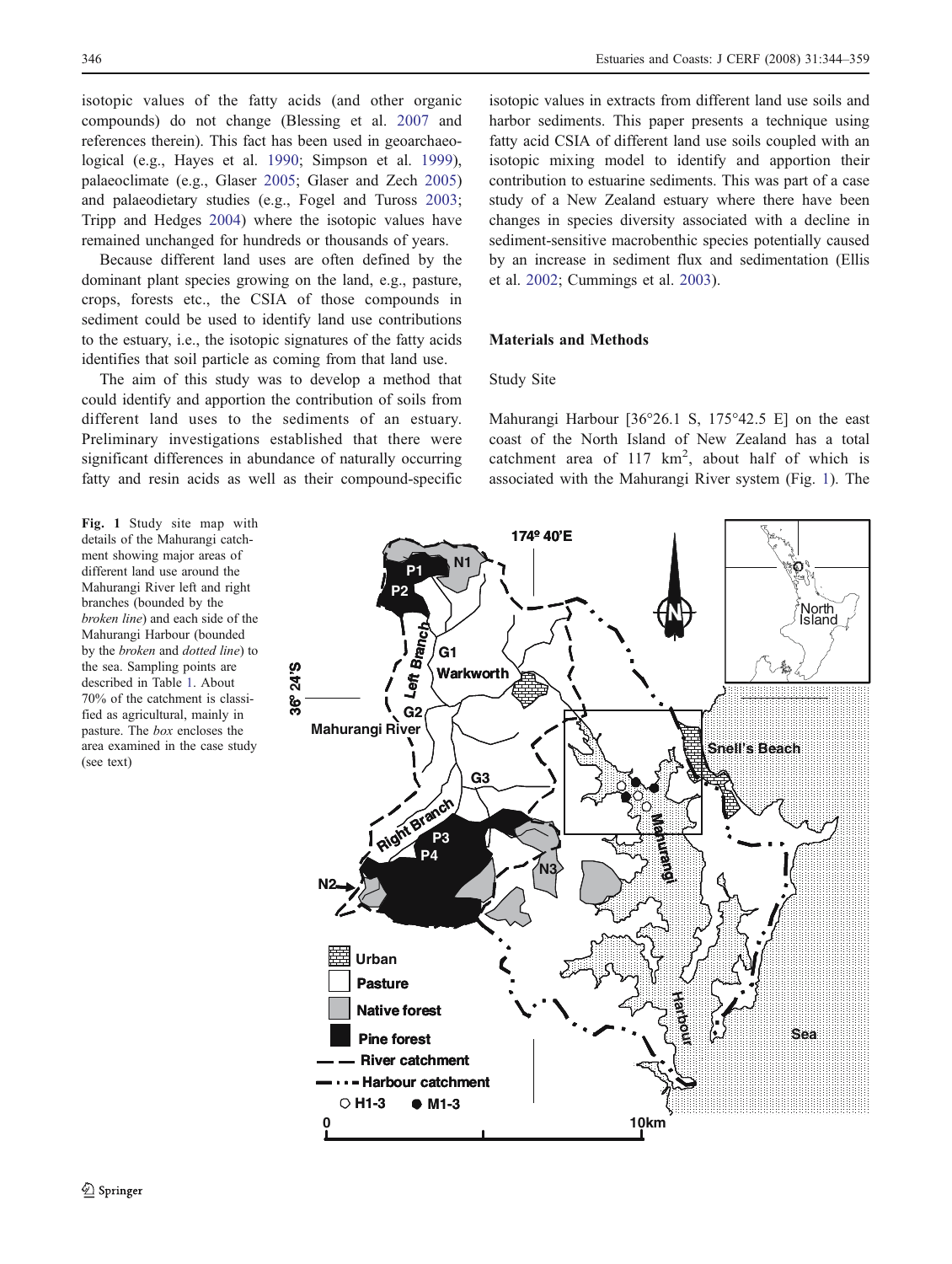isotopic values of the fatty acids (and other organic compounds) do not change (Blessing et al. 2007 and references therein). This fact has been used in geoarchaeological (e.g., Hayes et al. 1990; Simpson et al. 1999), palaeoclimate (e.g., Glaser 2005; Glaser and Zech 2005) and palaeodietary studies (e.g., Fogel and Tuross 2003; Tripp and Hedges 2004) where the isotopic values have remained unchanged for hundreds or thousands of years.

Because different land uses are often defined by the dominant plant species growing on the land, e.g., pasture, crops, forests etc., the CSIA of those compounds in sediment could be used to identify land use contributions to the estuary, i.e., the isotopic signatures of the fatty acids identifies that soil particle as coming from that land use.

The aim of this study was to develop a method that could identify and apportion the contribution of soils from different land uses to the sediments of an estuary. Preliminary investigations established that there were significant differences in abundance of naturally occurring fatty and resin acids as well as their compound-specific isotopic values in extracts from different land use soils and harbor sediments. This paper presents a technique using fatty acid CSIA of different land use soils coupled with an isotopic mixing model to identify and apportion their contribution to estuarine sediments. This was part of a case study of a New Zealand estuary where there have been changes in species diversity associated with a decline in sediment-sensitive macrobenthic species potentially caused by an increase in sediment flux and sedimentation (Ellis et al. 2002; Cummings et al. 2003).

## Materials and Methods

### Study Site

Mahurangi Harbour [36°26.1 S, 175°42.5 E] on the east coast of the North Island of New Zealand has a total catchment area of 117 km$^2$, about half of which is associated with the Mahurangi River system (Fig. 1). The

**Fig. 1** Study site map with details of the Mahurangi catchment showing major areas of different land use around the Mahurangi River left and right branches (bounded by the *broken line*) and each side of the Mahurangi Harbour (bounded by the *broken* and *dotted line*) to the sea. Sampling points are described in Table 1. About 70% of the catchment is classified as agricultural, mainly in pasture. The *box* encloses the area examined in the case study (see text)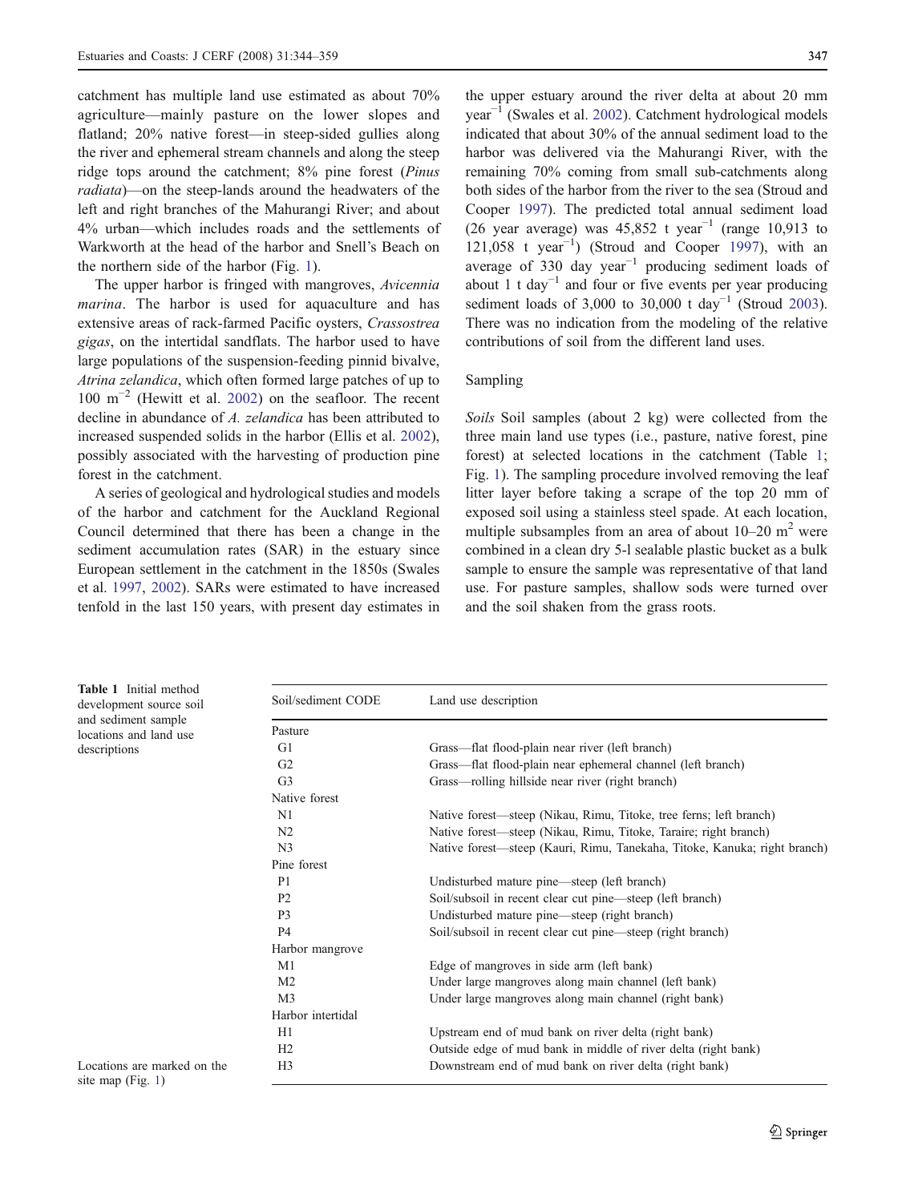catchment has multiple land use estimated as about 70% agriculture—mainly pasture on the lower slopes and flatland; 20% native forest—in steep-sided gullies along the river and ephemeral stream channels and along the steep ridge tops around the catchment; 8% pine forest (*Pinus radiata*)—on the steep-lands around the headwaters of the left and right branches of the Mahurangi River; and about 4% urban—which includes roads and the settlements of Warkworth at the head of the harbor and Snell's Beach on the northern side of the harbor (Fig. 1).

The upper harbor is fringed with mangroves, *Avicennia marina*. The harbor is used for aquaculture and has extensive areas of rack-farmed Pacific oysters, *Crassostrea gigas*, on the intertidal sandflats. The harbor used to have large populations of the suspension-feeding pinnid bivalve, *Atrina zelandica*, which often formed large patches of up to 100 $m^{-2}$ (Hewitt et al. 2002) on the seafloor. The recent decline in abundance of *A. zelandica* has been attributed to increased suspended solids in the harbor (Ellis et al. 2002), possibly associated with the harvesting of production pine forest in the catchment.

A series of geological and hydrological studies and models of the harbor and catchment for the Auckland Regional Council determined that there has been a change in the sediment accumulation rates (SAR) in the estuary since European settlement in the catchment in the 1850s (Swales et al. 1997, 2002). SARs were estimated to have increased tenfold in the last 150 years, with present day estimates in the upper estuary around the river delta at about 20 mm $year^{-1}$ (Swales et al. 2002). Catchment hydrological models indicated that about 30% of the annual sediment load to the harbor was delivered via the Mahurangi River, with the remaining 70% coming from small sub-catchments along both sides of the harbor from the river to the sea (Stroud and Cooper 1997). The predicted total annual sediment load (26 year average) was 45,852 t $year^{-1}$ (range 10,913 to 121,058 t $year^{-1}$) (Stroud and Cooper 1997), with an average of 330 day $year^{-1}$ producing sediment loads of about 1 t $day^{-1}$ and four or five events per year producing sediment loads of 3,000 to 30,000 t $day^{-1}$ (Stroud 2003). There was no indication from the modeling of the relative contributions of soil from the different land uses.

## Sampling

*Soils* Soil samples (about 2 kg) were collected from the three main land use types (i.e., pasture, native forest, pine forest) at selected locations in the catchment (Table 1; Fig. 1). The sampling procedure involved removing the leaf litter layer before taking a scrape of the top 20 mm of exposed soil using a stainless steel spade. At each location, multiple subsamples from an area of about 10–20 $m^2$ were combined in a clean dry 5-l sealable plastic bucket as a bulk sample to ensure the sample was representative of that land use. For pasture samples, shallow sods were turned over and the soil shaken from the grass roots.

**Table 1** Initial method development source soil and sediment sample locations and land use descriptions

| Soil/sediment CODE | Land use description |
|---|---|
| Pasture | |
| G1 | Grass—flat flood-plain near river (left branch) |
| G2 | Grass—flat flood-plain near ephemeral channel (left branch) |
| G3 | Grass—rolling hillside near river (right branch) |
| Native forest | |
| N1 | Native forest—steep (Nikau, Rimu, Titoke, tree ferns; left branch) |
| N2 | Native forest—steep (Nikau, Rimu, Titoke, Taraire; right branch) |
| N3 | Native forest—steep (Kauri, Rimu, Tanekaha, Titoke, Kanuka; right branch) |
| Pine forest | |
| P1 | Undisturbed mature pine—steep (left branch) |
| P2 | Soil/subsoil in recent clear cut pine—steep (left branch) |
| P3 | Undisturbed mature pine—steep (right branch) |
| P4 | Soil/subsoil in recent clear cut pine—steep (right branch) |
| Harbor mangrove | |
| M1 | Edge of mangroves in side arm (left bank) |
| M2 | Under large mangroves along main channel (left bank) |
| M3 | Under large mangroves along main channel (right bank) |
| Harbor intertidal | |
| H1 | Upstream end of mud bank on river delta (right bank) |
| H2 | Outside edge of mud bank in middle of river delta (right bank) |
| H3 | Downstream end of mud bank on river delta (right bank) |

Locations are marked on the site map (Fig. 1)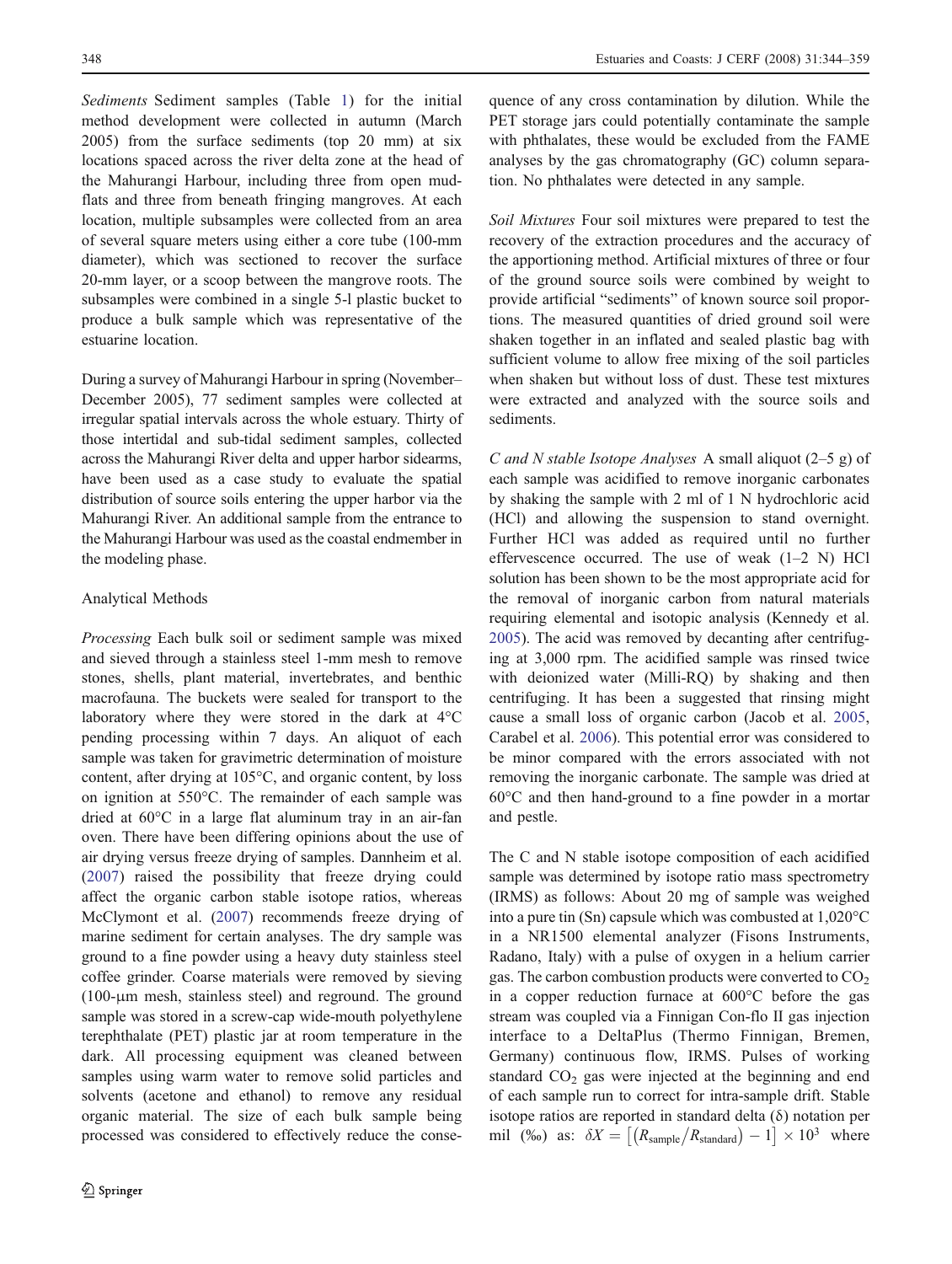*Sediments* Sediment samples (Table 1) for the initial method development were collected in autumn (March 2005) from the surface sediments (top 20 mm) at six locations spaced across the river delta zone at the head of the Mahurangi Harbour, including three from open mudflats and three from beneath fringing mangroves. At each location, multiple subsamples were collected from an area of several square meters using either a core tube (100-mm diameter), which was sectioned to recover the surface 20-mm layer, or a scoop between the mangrove roots. The subsamples were combined in a single 5-l plastic bucket to produce a bulk sample which was representative of the estuarine location.

During a survey of Mahurangi Harbour in spring (November–December 2005), 77 sediment samples were collected at irregular spatial intervals across the whole estuary. Thirty of those intertidal and sub-tidal sediment samples, collected across the Mahurangi River delta and upper harbor sidearms, have been used as a case study to evaluate the spatial distribution of source soils entering the upper harbor via the Mahurangi River. An additional sample from the entrance to the Mahurangi Harbour was used as the coastal endmember in the modeling phase.

## Analytical Methods

*Processing* Each bulk soil or sediment sample was mixed and sieved through a stainless steel 1-mm mesh to remove stones, shells, plant material, invertebrates, and benthic macrofauna. The buckets were sealed for transport to the laboratory where they were stored in the dark at 4°C pending processing within 7 days. An aliquot of each sample was taken for gravimetric determination of moisture content, after drying at 105°C, and organic content, by loss on ignition at 550°C. The remainder of each sample was dried at 60°C in a large flat aluminum tray in an air-fan oven. There have been differing opinions about the use of air drying versus freeze drying of samples. Dannheim et al. (2007) raised the possibility that freeze drying could affect the organic carbon stable isotope ratios, whereas McClymont et al. (2007) recommends freeze drying of marine sediment for certain analyses. The dry sample was ground to a fine powder using a heavy duty stainless steel coffee grinder. Coarse materials were removed by sieving (100-μm mesh, stainless steel) and reground. The ground sample was stored in a screw-cap wide-mouth polyethylene terephthalate (PET) plastic jar at room temperature in the dark. All processing equipment was cleaned between samples using warm water to remove solid particles and solvents (acetone and ethanol) to remove any residual organic material. The size of each bulk sample being processed was considered to effectively reduce the consequence of any cross contamination by dilution. While the PET storage jars could potentially contaminate the sample with phthalates, these would be excluded from the FAME analyses by the gas chromatography (GC) column separation. No phthalates were detected in any sample.

*Soil Mixtures* Four soil mixtures were prepared to test the recovery of the extraction procedures and the accuracy of the apportioning method. Artificial mixtures of three or four of the ground source soils were combined by weight to provide artificial "sediments" of known source soil proportions. The measured quantities of dried ground soil were shaken together in an inflated and sealed plastic bag with sufficient volume to allow free mixing of the soil particles when shaken but without loss of dust. These test mixtures were extracted and analyzed with the source soils and sediments.

*C and N stable Isotope Analyses* A small aliquot (2–5 g) of each sample was acidified to remove inorganic carbonates by shaking the sample with 2 ml of 1 N hydrochloric acid (HCl) and allowing the suspension to stand overnight. Further HCl was added as required until no further effervescence occurred. The use of weak (1–2 N) HCl solution has been shown to be the most appropriate acid for the removal of inorganic carbon from natural materials requiring elemental and isotopic analysis (Kennedy et al. 2005). The acid was removed by decanting after centrifuging at 3,000 rpm. The acidified sample was rinsed twice with deionized water (Milli-RQ) by shaking and then centrifuging. It has been a suggested that rinsing might cause a small loss of organic carbon (Jacob et al. 2005, Carabel et al. 2006). This potential error was considered to be minor compared with the errors associated with not removing the inorganic carbonate. The sample was dried at 60°C and then hand-ground to a fine powder in a mortar and pestle.

The C and N stable isotope composition of each acidified sample was determined by isotope ratio mass spectrometry (IRMS) as follows: About 20 mg of sample was weighed into a pure tin (Sn) capsule which was combusted at 1,020°C in a NR1500 elemental analyzer (Fisons Instruments, Radano, Italy) with a pulse of oxygen in a helium carrier gas. The carbon combustion products were converted to $CO_2$ in a copper reduction furnace at 600°C before the gas stream was coupled via a Finnigan Con-flo II gas injection interface to a DeltaPlus (Thermo Finnigan, Bremen, Germany) continuous flow, IRMS. Pulses of working standard $CO_2$ gas were injected at the beginning and end of each sample run to correct for intra-sample drift. Stable isotope ratios are reported in standard delta (δ) notation per mil (‰) as: $\delta X = \left[\left(R_{\text{sample}}/R_{\text{standard}}\right) - 1\right] \times 10^3$ where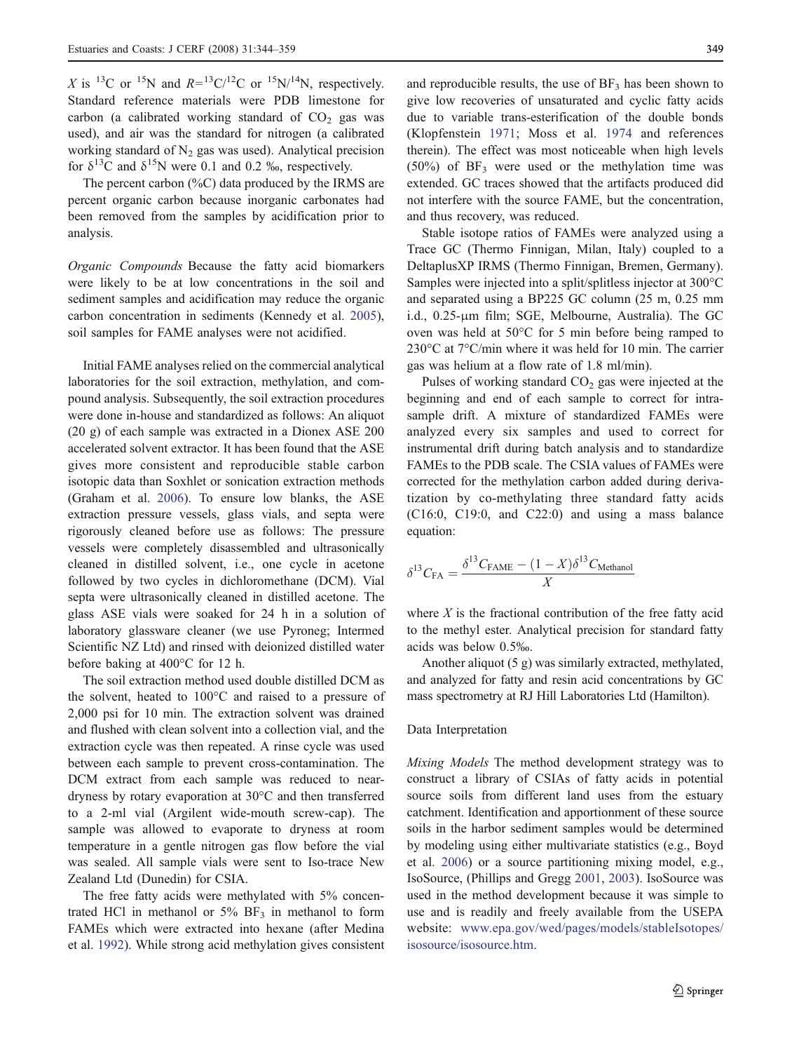$X$ is $^{13}C$ or $^{15}N$ and $R = ^{13}C/^{12}C$ or $^{15}N/^{14}N$, respectively. Standard reference materials were PDB limestone for carbon (a calibrated working standard of $CO_2$ gas was used), and air was the standard for nitrogen (a calibrated working standard of $N_2$ gas was used). Analytical precision for $\delta^{13}C$ and $\delta^{15}N$ were 0.1 and 0.2 ‰, respectively.

The percent carbon (%C) data produced by the IRMS are percent organic carbon because inorganic carbonates had been removed from the samples by acidification prior to analysis.

*Organic Compounds* Because the fatty acid biomarkers were likely to be at low concentrations in the soil and sediment samples and acidification may reduce the organic carbon concentration in sediments (Kennedy et al. 2005), soil samples for FAME analyses were not acidified.

Initial FAME analyses relied on the commercial analytical laboratories for the soil extraction, methylation, and compound analysis. Subsequently, the soil extraction procedures were done in-house and standardized as follows: An aliquot (20 g) of each sample was extracted in a Dionex ASE 200 accelerated solvent extractor. It has been found that the ASE gives more consistent and reproducible stable carbon isotopic data than Soxhlet or sonication extraction methods (Graham et al. 2006). To ensure low blanks, the ASE extraction pressure vessels, glass vials, and septa were rigorously cleaned before use as follows: The pressure vessels were completely disassembled and ultrasonically cleaned in distilled solvent, i.e., one cycle in acetone followed by two cycles in dichloromethane (DCM). Vial septa were ultrasonically cleaned in distilled acetone. The glass ASE vials were soaked for 24 h in a solution of laboratory glassware cleaner (we use Pyroneg; Intermed Scientific NZ Ltd) and rinsed with deionized distilled water before baking at 400°C for 12 h.

The soil extraction method used double distilled DCM as the solvent, heated to 100°C and raised to a pressure of 2,000 psi for 10 min. The extraction solvent was drained and flushed with clean solvent into a collection vial, and the extraction cycle was then repeated. A rinse cycle was used between each sample to prevent cross-contamination. The DCM extract from each sample was reduced to near-dryness by rotary evaporation at 30°C and then transferred to a 2-ml vial (Argilent wide-mouth screw-cap). The sample was allowed to evaporate to dryness at room temperature in a gentle nitrogen gas flow before the vial was sealed. All sample vials were sent to Iso-trace New Zealand Ltd (Dunedin) for CSIA.

The free fatty acids were methylated with 5% concentrated HCl in methanol or 5% $BF_3$ in methanol to form FAMEs which were extracted into hexane (after Medina et al. 1992). While strong acid methylation gives consistent and reproducible results, the use of $BF_3$ has been shown to give low recoveries of unsaturated and cyclic fatty acids due to variable trans-esterification of the double bonds (Klopfenstein 1971; Moss et al. 1974 and references therein). The effect was most noticeable when high levels (50%) of $BF_3$ were used or the methylation time was extended. GC traces showed that the artifacts produced did not interfere with the source FAME, but the concentration, and thus recovery, was reduced.

Stable isotope ratios of FAMEs were analyzed using a Trace GC (Thermo Finnigan, Milan, Italy) coupled to a DeltaplusXP IRMS (Thermo Finnigan, Bremen, Germany). Samples were injected into a split/splitless injector at 300°C and separated using a BP225 GC column (25 m, 0.25 mm i.d., 0.25-μm film; SGE, Melbourne, Australia). The GC oven was held at 50°C for 5 min before being ramped to 230°C at 7°C/min where it was held for 10 min. The carrier gas was helium at a flow rate of 1.8 ml/min).

Pulses of working standard $CO_2$ gas were injected at the beginning and end of each sample to correct for intra-sample drift. A mixture of standardized FAMEs were analyzed every six samples and used to correct for instrumental drift during batch analysis and to standardize FAMEs to the PDB scale. The CSIA values of FAMEs were corrected for the methylation carbon added during derivatization by co-methylating three standard fatty acids (C16:0, C19:0, and C22:0) and using a mass balance equation:

$$\delta^{13}C_{\mathrm{FA}} = \frac{\delta^{13}C_{\mathrm{FAME}} - (1 - X)\delta^{13}C_{\mathrm{Methanol}}}{X}$$

where $X$ is the fractional contribution of the free fatty acid to the methyl ester. Analytical precision for standard fatty acids was below 0.5‰.

Another aliquot (5 g) was similarly extracted, methylated, and analyzed for fatty and resin acid concentrations by GC mass spectrometry at RJ Hill Laboratories Ltd (Hamilton).

## Data Interpretation

*Mixing Models* The method development strategy was to construct a library of CSIAs of fatty acids in potential source soils from different land uses from the estuary catchment. Identification and apportionment of these source soils in the harbor sediment samples would be determined by modeling using either multivariate statistics (e.g., Boyd et al. 2006) or a source partitioning mixing model, e.g., IsoSource, (Phillips and Gregg 2001, 2003). IsoSource was used in the method development because it was simple to use and is readily and freely available from the USEPA website: www.epa.gov/wed/pages/models/stableIsotopes/isosource/isosource.htm.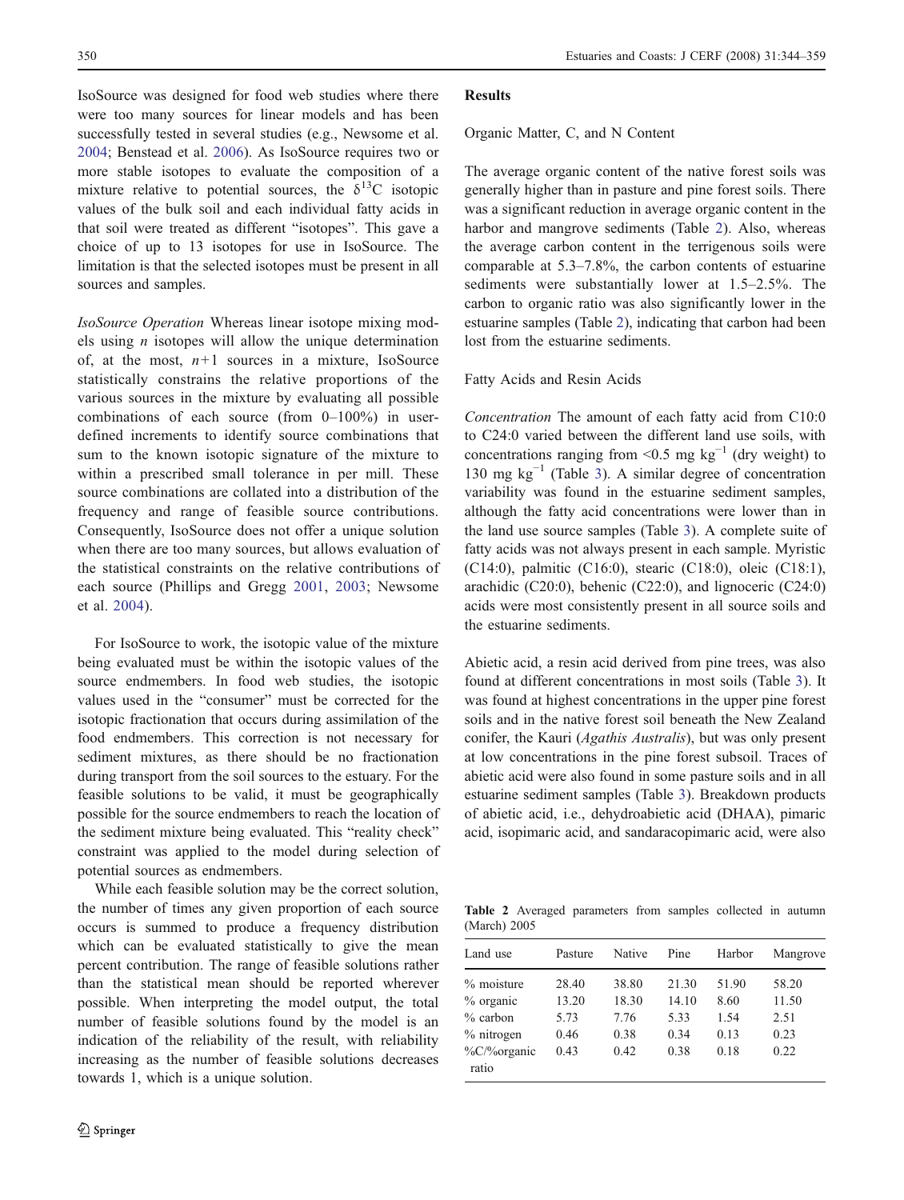IsoSource was designed for food web studies where there were too many sources for linear models and has been successfully tested in several studies (e.g., Newsome et al. 2004; Benstead et al. 2006). As IsoSource requires two or more stable isotopes to evaluate the composition of a mixture relative to potential sources, the $\delta^{13}C$ isotopic values of the bulk soil and each individual fatty acids in that soil were treated as different "isotopes". This gave a choice of up to 13 isotopes for use in IsoSource. The limitation is that the selected isotopes must be present in all sources and samples.

*IsoSource Operation* Whereas linear isotope mixing models using $n$ isotopes will allow the unique determination of, at the most, $n+1$ sources in a mixture, IsoSource statistically constrains the relative proportions of the various sources in the mixture by evaluating all possible combinations of each source (from 0–100%) in user-defined increments to identify source combinations that sum to the known isotopic signature of the mixture to within a prescribed small tolerance in per mill. These source combinations are collated into a distribution of the frequency and range of feasible source contributions. Consequently, IsoSource does not offer a unique solution when there are too many sources, but allows evaluation of the statistical constraints on the relative contributions of each source (Phillips and Gregg 2001, 2003; Newsome et al. 2004).

For IsoSource to work, the isotopic value of the mixture being evaluated must be within the isotopic values of the source endmembers. In food web studies, the isotopic values used in the "consumer" must be corrected for the isotopic fractionation that occurs during assimilation of the food endmembers. This correction is not necessary for sediment mixtures, as there should be no fractionation during transport from the soil sources to the estuary. For the feasible solutions to be valid, it must be geographically possible for the source endmembers to reach the location of the sediment mixture being evaluated. This "reality check" constraint was applied to the model during selection of potential sources as endmembers.

While each feasible solution may be the correct solution, the number of times any given proportion of each source occurs is summed to produce a frequency distribution which can be evaluated statistically to give the mean percent contribution. The range of feasible solutions rather than the statistical mean should be reported wherever possible. When interpreting the model output, the total number of feasible solutions found by the model is an indication of the reliability of the result, with reliability increasing as the number of feasible solutions decreases towards 1, which is a unique solution.

## Results

### Organic Matter, C, and N Content

The average organic content of the native forest soils was generally higher than in pasture and pine forest soils. There was a significant reduction in average organic content in the harbor and mangrove sediments (Table 2). Also, whereas the average carbon content in the terrigenous soils were comparable at 5.3–7.8%, the carbon contents of estuarine sediments were substantially lower at 1.5–2.5%. The carbon to organic ratio was also significantly lower in the estuarine samples (Table 2), indicating that carbon had been lost from the estuarine sediments.

### Fatty Acids and Resin Acids

*Concentration* The amount of each fatty acid from C10:0 to C24:0 varied between the different land use soils, with concentrations ranging from <0.5 mg kg$^{-1}$ (dry weight) to 130 mg kg$^{-1}$ (Table 3). A similar degree of concentration variability was found in the estuarine sediment samples, although the fatty acid concentrations were lower than in the land use source samples (Table 3). A complete suite of fatty acids was not always present in each sample. Myristic (C14:0), palmitic (C16:0), stearic (C18:0), oleic (C18:1), arachidic (C20:0), behenic (C22:0), and lignoceric (C24:0) acids were most consistently present in all source soils and the estuarine sediments.

Abietic acid, a resin acid derived from pine trees, was also found at different concentrations in most soils (Table 3). It was found at highest concentrations in the upper pine forest soils and in the native forest soil beneath the New Zealand conifer, the Kauri (*Agathis Australis*), but was only present at low concentrations in the pine forest subsoil. Traces of abietic acid were also found in some pasture soils and in all estuarine sediment samples (Table 3). Breakdown products of abietic acid, i.e., dehydroabietic acid (DHAA), pimaric acid, isopimaric acid, and sandaracopimaric acid, were also

**Table 2** Averaged parameters from samples collected in autumn (March) 2005

| Land use | Pasture | Native | Pine | Harbor | Mangrove |
|---|---|---|---|---|---|
| % moisture | 28.40 | 38.80 | 21.30 | 51.90 | 58.20 |
| % organic | 13.20 | 18.30 | 14.10 | 8.60 | 11.50 |
| % carbon | 5.73 | 7.76 | 5.33 | 1.54 | 2.51 |
| % nitrogen | 0.46 | 0.38 | 0.34 | 0.13 | 0.23 |
| %C/%organic ratio | 0.43 | 0.42 | 0.38 | 0.18 | 0.22 |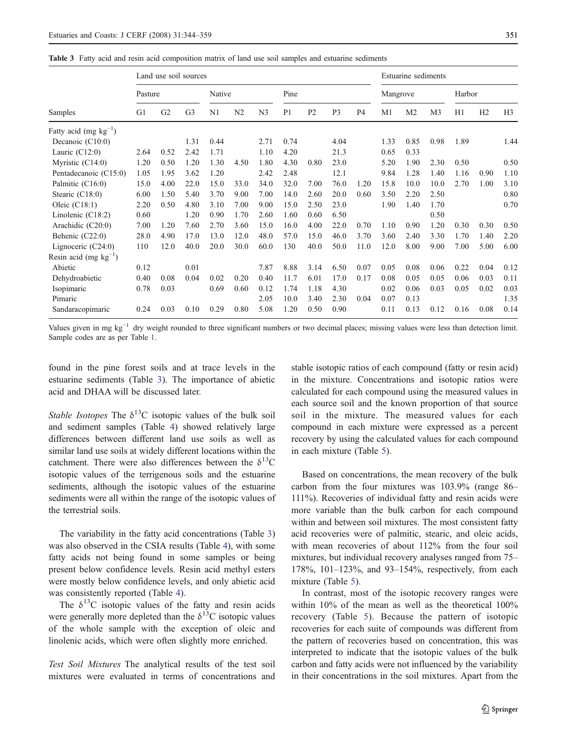**Table 3** Fatty acid and resin acid composition matrix of land use soil samples and estuarine sediments

| Samples | Land use soil sources | | | | | | | | | | Estuarine sediments | | | | | |
|---|---|---|---|---|---|---|---|---|---|---|---|---|---|---|---|---|
| | Pasture | | | Native | | | Pine | | | | Mangrove | | | Harbor | | |
| | G1 | G2 | G3 | N1 | N2 | N3 | P1 | P2 | P3 | P4 | M1 | M2 | M3 | H1 | H2 | H3 |
| Fatty acid (mg $kg^{-1}$) | | | | | | | | | | | | | | | | |
| Decanoic (C10:0) | | | 1.31 | 0.44 | | 2.71 | 0.74 | | 4.04 | | 1.33 | 0.85 | 0.98 | 1.89 | | 1.44 |
| Lauric (C12:0) | 2.64 | 0.52 | 2.42 | 1.71 | | 1.10 | 4.20 | | 21.3 | | 0.65 | 0.33 | | | | |
| Myristic (C14:0) | 1.20 | 0.50 | 1.20 | 1.30 | 4.50 | 1.80 | 4.30 | 0.80 | 23.0 | | 5.20 | 1.90 | 2.30 | 0.50 | | 0.50 |
| Pentadecanoic (C15:0) | 1.05 | 1.95 | 3.62 | 1.20 | | 2.42 | 2.48 | | 12.1 | | 9.84 | 1.28 | 1.40 | 1.16 | 0.90 | 1.10 |
| Palmitic (C16:0) | 15.0 | 4.00 | 22.0 | 15.0 | 33.0 | 34.0 | 32.0 | 7.00 | 76.0 | 1.20 | 15.8 | 10.0 | 10.0 | 2.70 | 1.00 | 3.10 |
| Stearic (C18:0) | 6.00 | 1.50 | 5.40 | 3.70 | 9.00 | 7.00 | 14.0 | 2.60 | 20.0 | 0.60 | 3.50 | 2.20 | 2.50 | | | 0.80 |
| Oleic (C18:1) | 2.20 | 0.50 | 4.80 | 3.10 | 7.00 | 9.00 | 15.0 | 2.50 | 23.0 | | 1.90 | 1.40 | 1.70 | | | 0.70 |
| Linolenic (C18:2) | 0.60 | | 1.20 | 0.90 | 1.70 | 2.60 | 1.60 | 0.60 | 6.50 | | | | 0.50 | | | |
| Arachidic (C20:0) | 7.00 | 1.20 | 7.60 | 2.70 | 3.60 | 15.0 | 16.0 | 4.00 | 22.0 | 0.70 | 1.10 | 0.90 | 1.20 | 0.30 | 0.30 | 0.50 |
| Behenic (C22:0) | 28.0 | 4.90 | 17.0 | 13.0 | 12.0 | 48.0 | 57.0 | 15.0 | 46.0 | 3.70 | 3.60 | 2.40 | 3.30 | 1.70 | 1.40 | 2.20 |
| Lignoceric (C24:0) | 110 | 12.0 | 40.0 | 20.0 | 30.0 | 60.0 | 130 | 40.0 | 50.0 | 11.0 | 12.0 | 8.00 | 9.00 | 7.00 | 5.00 | 6.00 |
| Resin acid (mg $kg^{-1}$) | | | | | | | | | | | | | | | | |
| Abietic | 0.12 | | 0.01 | | | 7.87 | 8.88 | 3.14 | 6.50 | 0.07 | 0.05 | 0.08 | 0.06 | 0.22 | 0.04 | 0.12 |
| Dehydroabietic | 0.40 | 0.08 | 0.04 | 0.02 | 0.20 | 0.40 | 11.7 | 6.01 | 17.0 | 0.17 | 0.08 | 0.05 | 0.05 | 0.06 | 0.03 | 0.11 |
| Isopimaric | 0.78 | 0.03 | | 0.69 | 0.60 | 0.12 | 1.74 | 1.18 | 4.30 | | 0.02 | 0.06 | 0.03 | 0.05 | 0.02 | 0.03 |
| Pimaric | | | | | | 2.05 | 10.0 | 3.40 | 2.30 | 0.04 | 0.07 | 0.13 | | | | 1.35 |
| Sandaracopimaric | 0.24 | 0.03 | 0.10 | 0.29 | 0.80 | 5.08 | 1.20 | 0.50 | 0.90 | | 0.11 | 0.13 | 0.12 | 0.16 | 0.08 | 0.14 |

Values given in mg $kg^{-1}$ dry weight rounded to three significant numbers or two decimal places; missing values were less than detection limit. Sample codes are as per Table 1.

found in the pine forest soils and at trace levels in the estuarine sediments (Table 3). The importance of abietic acid and DHAA will be discussed later.

*Stable Isotopes* The $\delta^{13}C$ isotopic values of the bulk soil and sediment samples (Table 4) showed relatively large differences between different land use soils as well as similar land use soils at widely different locations within the catchment. There were also differences between the $\delta^{13}C$ isotopic values of the terrigenous soils and the estuarine sediments, although the isotopic values of the estuarine sediments were all within the range of the isotopic values of the terrestrial soils.

The variability in the fatty acid concentrations (Table 3) was also observed in the CSIA results (Table 4), with some fatty acids not being found in some samples or being present below confidence levels. Resin acid methyl esters were mostly below confidence levels, and only abietic acid was consistently reported (Table 4).

The $\delta^{13}C$ isotopic values of the fatty and resin acids were generally more depleted than the $\delta^{13}C$ isotopic values of the whole sample with the exception of oleic and linolenic acids, which were often slightly more enriched.

*Test Soil Mixtures* The analytical results of the test soil mixtures were evaluated in terms of concentrations and stable isotopic ratios of each compound (fatty or resin acid) in the mixture. Concentrations and isotopic ratios were calculated for each compound using the measured values in each source soil and the known proportion of that source soil in the mixture. The measured values for each compound in each mixture were expressed as a percent recovery by using the calculated values for each compound in each mixture (Table 5).

Based on concentrations, the mean recovery of the bulk carbon from the four mixtures was 103.9% (range 86–111%). Recoveries of individual fatty and resin acids were more variable than the bulk carbon for each compound within and between soil mixtures. The most consistent fatty acid recoveries were of palmitic, stearic, and oleic acids, with mean recoveries of about 112% from the four soil mixtures, but individual recovery analyses ranged from 75–178%, 101–123%, and 93–154%, respectively, from each mixture (Table 5).

In contrast, most of the isotopic recovery ranges were within 10% of the mean as well as the theoretical 100% recovery (Table 5). Because the pattern of isotopic recoveries for each suite of compounds was different from the pattern of recoveries based on concentration, this was interpreted to indicate that the isotopic values of the bulk carbon and fatty acids were not influenced by the variability in their concentrations in the soil mixtures. Apart from the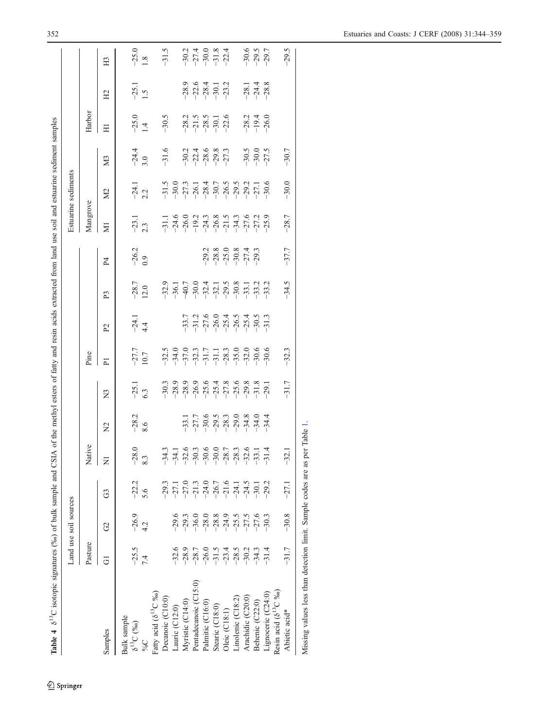**Table 4** $\delta^{13}C$ isotopic signatures (‰) of bulk sample and CSIA of the methyl esters of fatty and resin acids extracted from land use soil and estuarine sediment samples

| | Land use soil sources | | | | | | | | | | Estuarine sediments | | | | | |
|---|---|---|---|---|---|---|---|---|---|---|---|---|---|---|---|---|
| | Pasture | | | Native | | | Pine | | | | Mangrove | | | Harbor | | |
| Samples | G1 | G2 | G3 | N1 | N2 | N3 | P1 | P2 | P3 | P4 | M1 | M2 | M3 | H1 | H2 | H3 |
| Bulk sample | | | | | | | | | | | | | | | | |
| $\delta^{13}C$ (‰) | −25.5 | −26.9 | −22.2 | −28.0 | −28.2 | −25.1 | −27.7 | −24.1 | −28.7 | −26.2 | −23.1 | −24.1 | −24.4 | −25.0 | −25.1 | −25.0 |
| %C | 7.4 | 4.2 | 5.6 | 8.3 | 8.6 | 6.3 | 10.7 | 4.4 | 12.0 | 0.9 | 2.3 | 2.2 | 3.0 | 1.4 | 1.5 | 1.8 |
| Fatty acid ($\delta^{13}C$ ‰) | | | | | | | | | | | | | | | | |
| Decanoic (C10:0) | | | −29.3 | −34.3 | | −30.3 | −32.5 | | −32.9 | | −31.1 | −31.5 | −31.6 | −30.5 | | −31.5 |
| Lauric (C12:0) | −32.6 | −29.6 | −27.1 | −34.1 | | −28.9 | −34.0 | | −36.1 | | −24.6 | −30.0 | | | | |
| Myristic (C14:0) | −28.9 | −29.3 | −27.0 | −32.6 | −33.1 | −28.9 | −37.0 | −33.7 | −40.7 | | −26.0 | −27.3 | −30.2 | −28.2 | −28.9 | −30.2 |
| Pentadecanoic (C15:0) | −28.7 | −36.0 | −21.3 | −30.3 | −27.7 | −26.9 | −32.3 | −31.2 | −30.0 | | −19.2 | −26.1 | −22.4 | −21.5 | −22.6 | −27.4 |
| Palmitic (C16:0) | −26.0 | −28.0 | −24.0 | −30.6 | −30.6 | −25.6 | −31.7 | −27.6 | −32.4 | −29.2 | −24.3 | −28.4 | −28.6 | −28.5 | −28.4 | −30.0 |
| Stearic (C18:0) | −31.5 | −28.8 | −26.7 | −30.0 | −29.5 | −25.4 | −31.1 | −26.0 | −32.1 | −28.8 | −26.8 | −30.7 | −29.8 | −30.1 | −30.1 | −31.8 |
| Oleic (C18:1) | −23.4 | −24.9 | −21.6 | −28.7 | −28.3 | −27.8 | −28.3 | −25.4 | −29.5 | −25.0 | −21.5 | −26.5 | −27.3 | −22.6 | −23.2 | −22.4 |
| Linolenic (C18:2) | −28.5 | −25.5 | −24.1 | −28.3 | −29.0 | −25.6 | −35.0 | −26.5 | −30.8 | −30.8 | −34.3 | −29.5 | | | | |
| Arachidic (C20:0) | −30.2 | −27.5 | −24.5 | −32.6 | −34.8 | −29.8 | −32.0 | −25.4 | −33.1 | −27.4 | −27.6 | −29.2 | −30.5 | −28.2 | −28.1 | −30.6 |
| Behenic (C22:0) | −34.3 | −27.6 | −30.1 | −33.1 | −34.0 | −31.8 | −30.6 | −30.5 | −33.2 | −29.3 | −27.2 | −27.1 | −30.0 | −19.4 | −24.4 | −29.5 |
| Lignoceric (C24:0) | −31.4 | −30.3 | −29.2 | −31.4 | −34.4 | −29.1 | −30.6 | −31.3 | −33.2 | | −25.9 | −30.6 | −27.5 | −26.0 | −28.8 | −29.7 |
| Resin acid ($\delta^{13}C$ ‰) | | | | | | | | | | | | | | | | |
| Abietic acid* | −31.7 | −30.8 | −27.1 | −32.1 | | −31.7 | −32.3 | | −34.5 | −37.7 | −28.7 | −30.0 | −30.7 | | | −29.5 |

Missing values less than detection limit. Sample codes are as per Table 1.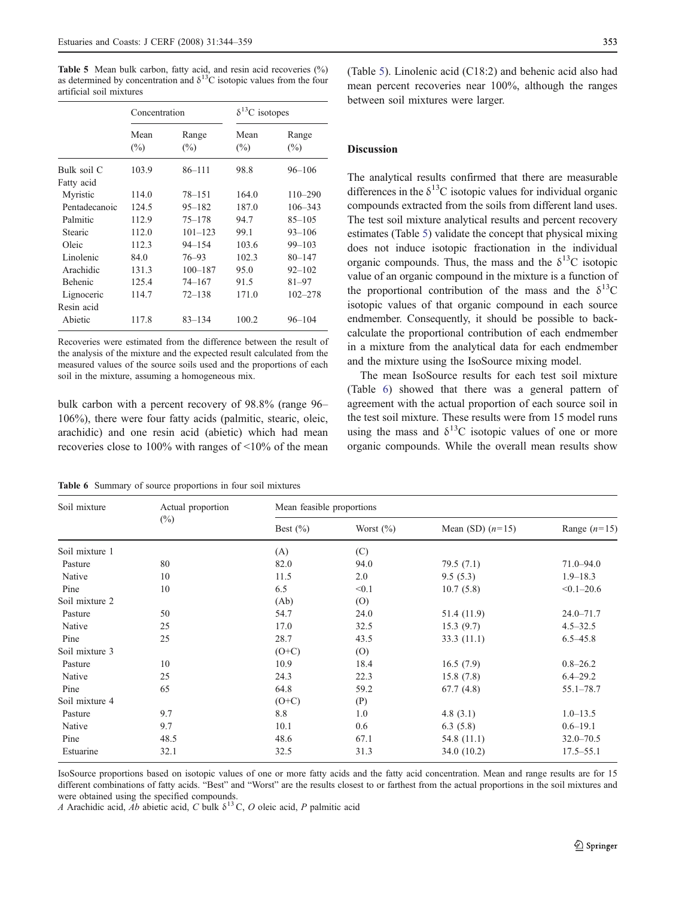**Table 5** Mean bulk carbon, fatty acid, and resin acid recoveries (%) as determined by concentration and $\delta^{13}C$ isotopic values from the four artificial soil mixtures

| | Concentration | | $\delta^{13}C$ isotopes | |
|---|---|---|---|---|
| | Mean (%) | Range (%) | Mean (%) | Range (%) |
| Bulk soil C | 103.9 | 86–111 | 98.8 | 96–106 |
| Fatty acid | | | | |
| Myristic | 114.0 | 78–151 | 164.0 | 110–290 |
| Pentadecanoic | 124.5 | 95–182 | 187.0 | 106–343 |
| Palmitic | 112.9 | 75–178 | 94.7 | 85–105 |
| Stearic | 112.0 | 101–123 | 99.1 | 93–106 |
| Oleic | 112.3 | 94–154 | 103.6 | 99–103 |
| Linolenic | 84.0 | 76–93 | 102.3 | 80–147 |
| Arachidic | 131.3 | 100–187 | 95.0 | 92–102 |
| Behenic | 125.4 | 74–167 | 91.5 | 81–97 |
| Lignoceric | 114.7 | 72–138 | 171.0 | 102–278 |
| Resin acid | | | | |
| Abietic | 117.8 | 83–134 | 100.2 | 96–104 |

Recoveries were estimated from the difference between the result of the analysis of the mixture and the expected result calculated from the measured values of the source soils used and the proportions of each soil in the mixture, assuming a homogeneous mix.

bulk carbon with a percent recovery of 98.8% (range 96–106%), there were four fatty acids (palmitic, stearic, oleic, arachidic) and one resin acid (abietic) which had mean recoveries close to 100% with ranges of <10% of the mean (Table 5). Linolenic acid (C18:2) and behenic acid also had mean percent recoveries near 100%, although the ranges between soil mixtures were larger.

## Discussion

The analytical results confirmed that there are measurable differences in the $\delta^{13}C$ isotopic values for individual organic compounds extracted from the soils from different land uses. The test soil mixture analytical results and percent recovery estimates (Table 5) validate the concept that physical mixing does not induce isotopic fractionation in the individual organic compounds. Thus, the mass and the $\delta^{13}C$ isotopic value of an organic compound in the mixture is a function of the proportional contribution of the mass and the $\delta^{13}C$ isotopic values of that organic compound in each source endmember. Consequently, it should be possible to back-calculate the proportional contribution of each endmember in a mixture from the analytical data for each endmember and the mixture using the IsoSource mixing model.

The mean IsoSource results for each test soil mixture (Table 6) showed that there was a general pattern of agreement with the actual proportion of each source soil in the test soil mixture. These results were from 15 model runs using the mass and $\delta^{13}C$ isotopic values of one or more organic compounds. While the overall mean results show

**Table 6** Summary of source proportions in four soil mixtures

| Soil mixture | Actual proportion (%) | Mean feasible proportions | | | |
|---|---|---|---|---|---|
| | | Best (%) | Worst (%) | Mean (SD) ($n$=15) | Range ($n$=15) |
| Soil mixture 1 | | (A) | (C) | | |
| Pasture | 80 | 82.0 | 94.0 | 79.5 (7.1) | 71.0–94.0 |
| Native | 10 | 11.5 | 2.0 | 9.5 (5.3) | 1.9–18.3 |
| Pine | 10 | 6.5 | <0.1 | 10.7 (5.8) | <0.1–20.6 |
| Soil mixture 2 | | (Ab) | (O) | | |
| Pasture | 50 | 54.7 | 24.0 | 51.4 (11.9) | 24.0–71.7 |
| Native | 25 | 17.0 | 32.5 | 15.3 (9.7) | 4.5–32.5 |
| Pine | 25 | 28.7 | 43.5 | 33.3 (11.1) | 6.5–45.8 |
| Soil mixture 3 | | (O+C) | (O) | | |
| Pasture | 10 | 10.9 | 18.4 | 16.5 (7.9) | 0.8–26.2 |
| Native | 25 | 24.3 | 22.3 | 15.8 (7.8) | 6.4–29.2 |
| Pine | 65 | 64.8 | 59.2 | 67.7 (4.8) | 55.1–78.7 |
| Soil mixture 4 | | (O+C) | (P) | | |
| Pasture | 9.7 | 8.8 | 1.0 | 4.8 (3.1) | 1.0–13.5 |
| Native | 9.7 | 10.1 | 0.6 | 6.3 (5.8) | 0.6–19.1 |
| Pine | 48.5 | 48.6 | 67.1 | 54.8 (11.1) | 32.0–70.5 |
| Estuarine | 32.1 | 32.5 | 31.3 | 34.0 (10.2) | 17.5–55.1 |

IsoSource proportions based on isotopic values of one or more fatty acids and the fatty acid concentration. Mean and range results are for 15 different combinations of fatty acids. "Best" and "Worst" are the results closest to or farthest from the actual proportions in the soil mixtures and were obtained using the specified compounds.

*A* Arachidic acid, *Ab* abietic acid, *C* bulk $\delta^{13}C$, *O* oleic acid, *P* palmitic acid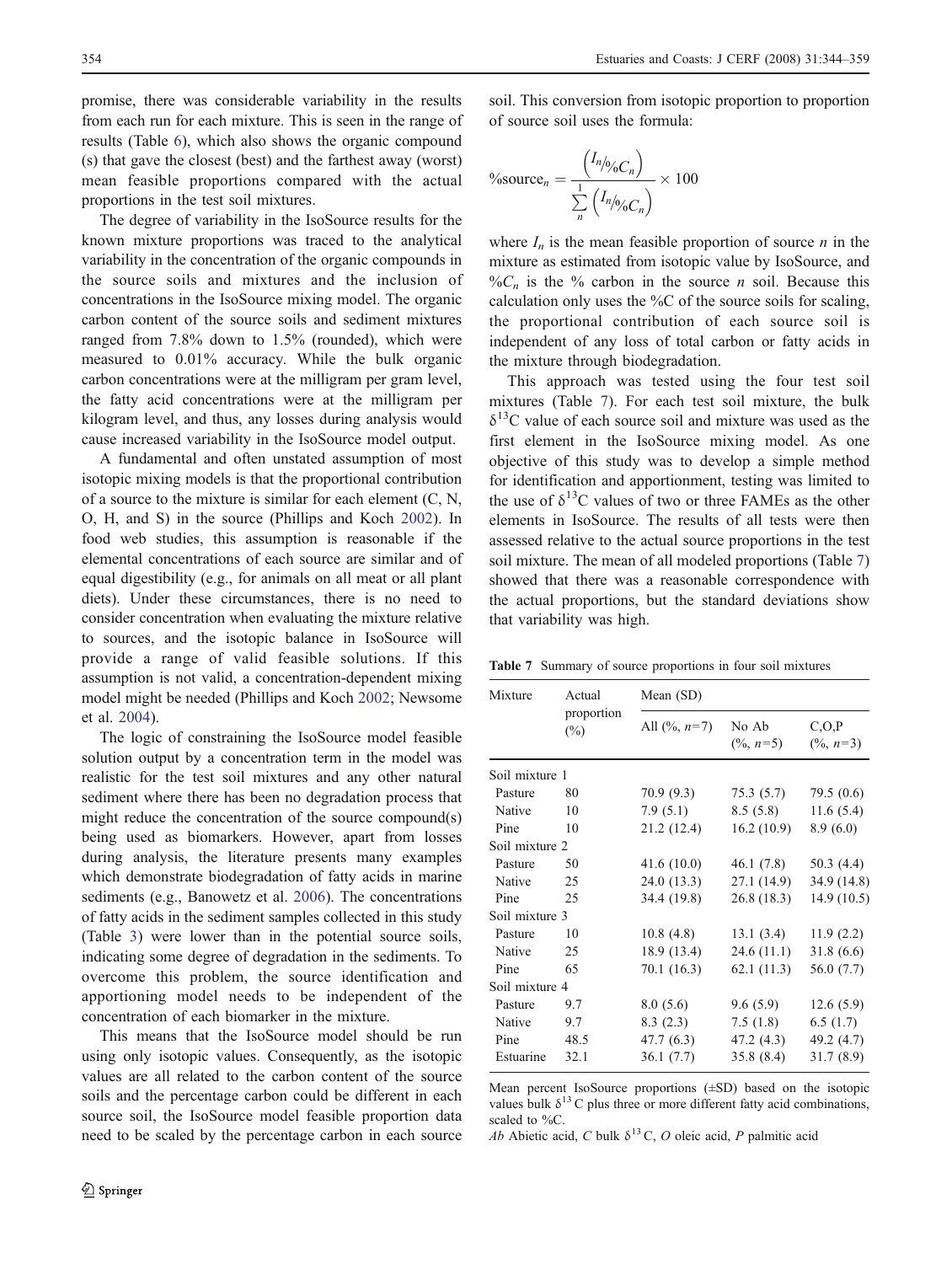promise, there was considerable variability in the results from each run for each mixture. This is seen in the range of results (Table 6), which also shows the organic compound (s) that gave the closest (best) and the farthest away (worst) mean feasible proportions compared with the actual proportions in the test soil mixtures.

The degree of variability in the IsoSource results for the known mixture proportions was traced to the analytical variability in the concentration of the organic compounds in the source soils and mixtures and the inclusion of concentrations in the IsoSource mixing model. The organic carbon content of the source soils and sediment mixtures ranged from 7.8% down to 1.5% (rounded), which were measured to 0.01% accuracy. While the bulk organic carbon concentrations were at the milligram per gram level, the fatty acid concentrations were at the milligram per kilogram level, and thus, any losses during analysis would cause increased variability in the IsoSource model output.

A fundamental and often unstated assumption of most isotopic mixing models is that the proportional contribution of a source to the mixture is similar for each element (C, N, O, H, and S) in the source (Phillips and Koch 2002). In food web studies, this assumption is reasonable if the elemental concentrations of each source are similar and of equal digestibility (e.g., for animals on all meat or all plant diets). Under these circumstances, there is no need to consider concentration when evaluating the mixture relative to sources, and the isotopic balance in IsoSource will provide a range of valid feasible solutions. If this assumption is not valid, a concentration-dependent mixing model might be needed (Phillips and Koch 2002; Newsome et al. 2004).

The logic of constraining the IsoSource model feasible solution output by a concentration term in the model was realistic for the test soil mixtures and any other natural sediment where there has been no degradation process that might reduce the concentration of the source compound(s) being used as biomarkers. However, apart from losses during analysis, the literature presents many examples which demonstrate biodegradation of fatty acids in marine sediments (e.g., Banowetz et al. 2006). The concentrations of fatty acids in the sediment samples collected in this study (Table 3) were lower than in the potential source soils, indicating some degree of degradation in the sediments. To overcome this problem, the source identification and apportioning model needs to be independent of the concentration of each biomarker in the mixture.

This means that the IsoSource model should be run using only isotopic values. Consequently, as the isotopic values are all related to the carbon content of the source soils and the percentage carbon could be different in each source soil, the IsoSource model feasible proportion data need to be scaled by the percentage carbon in each source soil. This conversion from isotopic proportion to proportion of source soil uses the formula:

$$\%\text{source}_n = \frac{\left(I_n/\%C_n\right)}{\sum\limits_n^1 \left(I_n/\%C_n\right)} \times 100$$

where $I_n$ is the mean feasible proportion of source $n$ in the mixture as estimated from isotopic value by IsoSource, and $\%C_n$ is the % carbon in the source $n$ soil. Because this calculation only uses the %C of the source soils for scaling, the proportional contribution of each source soil is independent of any loss of total carbon or fatty acids in the mixture through biodegradation.

This approach was tested using the four test soil mixtures (Table 7). For each test soil mixture, the bulk $\delta^{13}$C value of each source soil and mixture was used as the first element in the IsoSource mixing model. As one objective of this study was to develop a simple method for identification and apportionment, testing was limited to the use of $\delta^{13}$C values of two or three FAMEs as the other elements in IsoSource. The results of all tests were then assessed relative to the actual source proportions in the test soil mixture. The mean of all modeled proportions (Table 7) showed that there was a reasonable correspondence with the actual proportions, but the standard deviations show that variability was high.

**Table 7** Summary of source proportions in four soil mixtures

| Mixture | Actual proportion (%) | Mean (SD) | | |
|---|---|---|---|---|
| | | All (%, $n$=7) | No Ab (%, $n$=5) | C,O,P (%, $n$=3) |
| Soil mixture 1 | | | | |
| Pasture | 80 | 70.9 (9.3) | 75.3 (5.7) | 79.5 (0.6) |
| Native | 10 | 7.9 (5.1) | 8.5 (5.8) | 11.6 (5.4) |
| Pine | 10 | 21.2 (12.4) | 16.2 (10.9) | 8.9 (6.0) |
| Soil mixture 2 | | | | |
| Pasture | 50 | 41.6 (10.0) | 46.1 (7.8) | 50.3 (4.4) |
| Native | 25 | 24.0 (13.3) | 27.1 (14.9) | 34.9 (14.8) |
| Pine | 25 | 34.4 (19.8) | 26.8 (18.3) | 14.9 (10.5) |
| Soil mixture 3 | | | | |
| Pasture | 10 | 10.8 (4.8) | 13.1 (3.4) | 11.9 (2.2) |
| Native | 25 | 18.9 (13.4) | 24.6 (11.1) | 31.8 (6.6) |
| Pine | 65 | 70.1 (16.3) | 62.1 (11.3) | 56.0 (7.7) |
| Soil mixture 4 | | | | |
| Pasture | 9.7 | 8.0 (5.6) | 9.6 (5.9) | 12.6 (5.9) |
| Native | 9.7 | 8.3 (2.3) | 7.5 (1.8) | 6.5 (1.7) |
| Pine | 48.5 | 47.7 (6.3) | 47.2 (4.3) | 49.2 (4.7) |
| Estuarine | 32.1 | 36.1 (7.7) | 35.8 (8.4) | 31.7 (8.9) |

Mean percent IsoSource proportions (±SD) based on the isotopic values bulk $\delta^{13}$C plus three or more different fatty acid combinations, scaled to %C.

*Ab* Abietic acid, *C* bulk $\delta^{13}$C, *O* oleic acid, *P* palmitic acid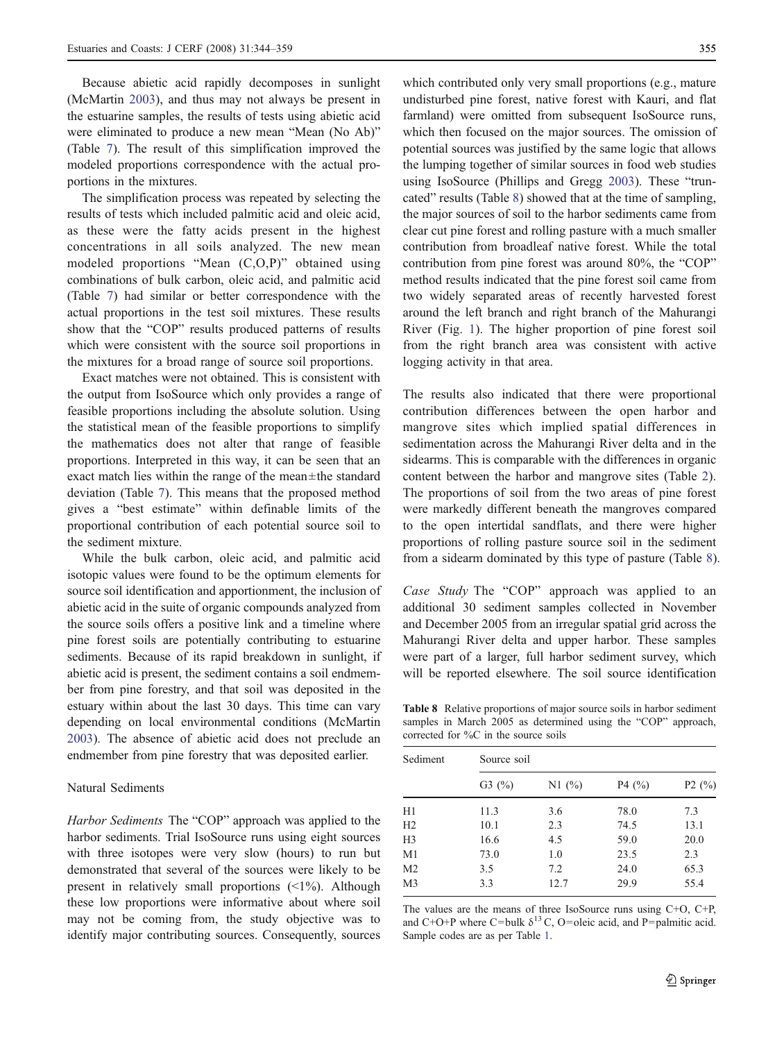Because abietic acid rapidly decomposes in sunlight (McMartin 2003), and thus may not always be present in the estuarine samples, the results of tests using abietic acid were eliminated to produce a new mean "Mean (No Ab)" (Table 7). The result of this simplification improved the modeled proportions correspondence with the actual proportions in the mixtures.

The simplification process was repeated by selecting the results of tests which included palmitic acid and oleic acid, as these were the fatty acids present in the highest concentrations in all soils analyzed. The new mean modeled proportions "Mean (C,O,P)" obtained using combinations of bulk carbon, oleic acid, and palmitic acid (Table 7) had similar or better correspondence with the actual proportions in the test soil mixtures. These results show that the "COP" results produced patterns of results which were consistent with the source soil proportions in the mixtures for a broad range of source soil proportions.

Exact matches were not obtained. This is consistent with the output from IsoSource which only provides a range of feasible proportions including the absolute solution. Using the statistical mean of the feasible proportions to simplify the mathematics does not alter that range of feasible proportions. Interpreted in this way, it can be seen that an exact match lies within the range of the mean±the standard deviation (Table 7). This means that the proposed method gives a "best estimate" within definable limits of the proportional contribution of each potential source soil to the sediment mixture.

While the bulk carbon, oleic acid, and palmitic acid isotopic values were found to be the optimum elements for source soil identification and apportionment, the inclusion of abietic acid in the suite of organic compounds analyzed from the source soils offers a positive link and a timeline where pine forest soils are potentially contributing to estuarine sediments. Because of its rapid breakdown in sunlight, if abietic acid is present, the sediment contains a soil endmember from pine forestry, and that soil was deposited in the estuary within about the last 30 days. This time can vary depending on local environmental conditions (McMartin 2003). The absence of abietic acid does not preclude an endmember from pine forestry that was deposited earlier.

### Natural Sediments

*Harbor Sediments* The "COP" approach was applied to the harbor sediments. Trial IsoSource runs using eight sources with three isotopes were very slow (hours) to run but demonstrated that several of the sources were likely to be present in relatively small proportions (<1%). Although these low proportions were informative about where soil may not be coming from, the study objective was to identify major contributing sources. Consequently, sources which contributed only very small proportions (e.g., mature undisturbed pine forest, native forest with Kauri, and flat farmland) were omitted from subsequent IsoSource runs, which then focused on the major sources. The omission of potential sources was justified by the same logic that allows the lumping together of similar sources in food web studies using IsoSource (Phillips and Gregg 2003). These "truncated" results (Table 8) showed that at the time of sampling, the major sources of soil to the harbor sediments came from clear cut pine forest and rolling pasture with a much smaller contribution from broadleaf native forest. While the total contribution from pine forest was around 80%, the "COP" method results indicated that the pine forest soil came from two widely separated areas of recently harvested forest around the left branch and right branch of the Mahurangi River (Fig. 1). The higher proportion of pine forest soil from the right branch area was consistent with active logging activity in that area.

The results also indicated that there were proportional contribution differences between the open harbor and mangrove sites which implied spatial differences in sedimentation across the Mahurangi River delta and in the sidearms. This is comparable with the differences in organic content between the harbor and mangrove sites (Table 2). The proportions of soil from the two areas of pine forest were markedly different beneath the mangroves compared to the open intertidal sandflats, and there were higher proportions of rolling pasture source soil in the sediment from a sidearm dominated by this type of pasture (Table 8).

*Case Study* The "COP" approach was applied to an additional 30 sediment samples collected in November and December 2005 from an irregular spatial grid across the Mahurangi River delta and upper harbor. These samples were part of a larger, full harbor sediment survey, which will be reported elsewhere. The soil source identification

**Table 8** Relative proportions of major source soils in harbor sediment samples in March 2005 as determined using the "COP" approach, corrected for %C in the source soils

| Sediment | Source soil | | | |
|---|---|---|---|---|
| | G3 (%) | N1 (%) | P4 (%) | P2 (%) |
| H1 | 11.3 | 3.6 | 78.0 | 7.3 |
| H2 | 10.1 | 2.3 | 74.5 | 13.1 |
| H3 | 16.6 | 4.5 | 59.0 | 20.0 |
| M1 | 73.0 | 1.0 | 23.5 | 2.3 |
| M2 | 3.5 | 7.2 | 24.0 | 65.3 |
| M3 | 3.3 | 12.7 | 29.9 | 55.4 |

The values are the means of three IsoSource runs using C+O, C+P, and C+O+P where C=bulk $\delta^{13}$C, O=oleic acid, and P=palmitic acid. Sample codes are as per Table 1.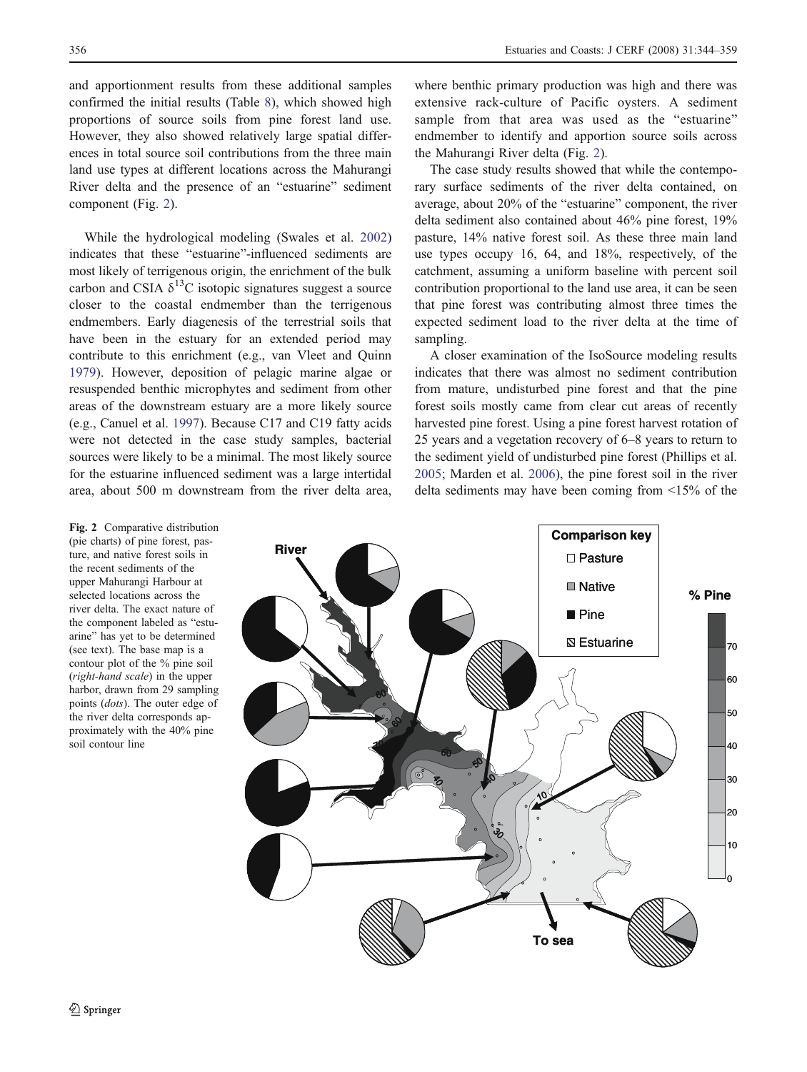and apportionment results from these additional samples confirmed the initial results (Table 8), which showed high proportions of source soils from pine forest land use. However, they also showed relatively large spatial differences in total source soil contributions from the three main land use types at different locations across the Mahurangi River delta and the presence of an "estuarine" sediment component (Fig. 2).

While the hydrological modeling (Swales et al. 2002) indicates that these "estuarine"-influenced sediments are most likely of terrigenous origin, the enrichment of the bulk carbon and CSIA $\delta^{13}C$ isotopic signatures suggest a source closer to the coastal endmember than the terrigenous endmembers. Early diagenesis of the terrestrial soils that have been in the estuary for an extended period may contribute to this enrichment (e.g., van Vleet and Quinn 1979). However, deposition of pelagic marine algae or resuspended benthic microphytes and sediment from other areas of the downstream estuary are a more likely source (e.g., Canuel et al. 1997). Because C17 and C19 fatty acids were not detected in the case study samples, bacterial sources were likely to be a minimal. The most likely source for the estuarine influenced sediment was a large intertidal area, about 500 m downstream from the river delta area, where benthic primary production was high and there was extensive rack-culture of Pacific oysters. A sediment sample from that area was used as the "estuarine" endmember to identify and apportion source soils across the Mahurangi River delta (Fig. 2).

The case study results showed that while the contemporary surface sediments of the river delta contained, on average, about 20% of the "estuarine" component, the river delta sediment also contained about 46% pine forest, 19% pasture, 14% native forest soil. As these three main land use types occupy 16, 64, and 18%, respectively, of the catchment, assuming a uniform baseline with percent soil contribution proportional to the land use area, it can be seen that pine forest was contributing almost three times the expected sediment load to the river delta at the time of sampling.

A closer examination of the IsoSource modeling results indicates that there was almost no sediment contribution from mature, undisturbed pine forest and that the pine forest soils mostly came from clear cut areas of recently harvested pine forest. Using a pine forest harvest rotation of 25 years and a vegetation recovery of 6–8 years to return to the sediment yield of undisturbed pine forest (Phillips et al. 2005; Marden et al. 2006), the pine forest soil in the river delta sediments may have been coming from <15% of the

**Fig. 2** Comparative distribution (pie charts) of pine forest, pasture, and native forest soils in the recent sediments of the upper Mahurangi Harbour at selected locations across the river delta. The exact nature of the component labeled as "estuarine" has yet to be determined (see text). The base map is a contour plot of the % pine soil (*right-hand scale*) in the upper harbor, drawn from 29 sampling points (*dots*). The outer edge of the river delta corresponds approximately with the 40% pine soil contour line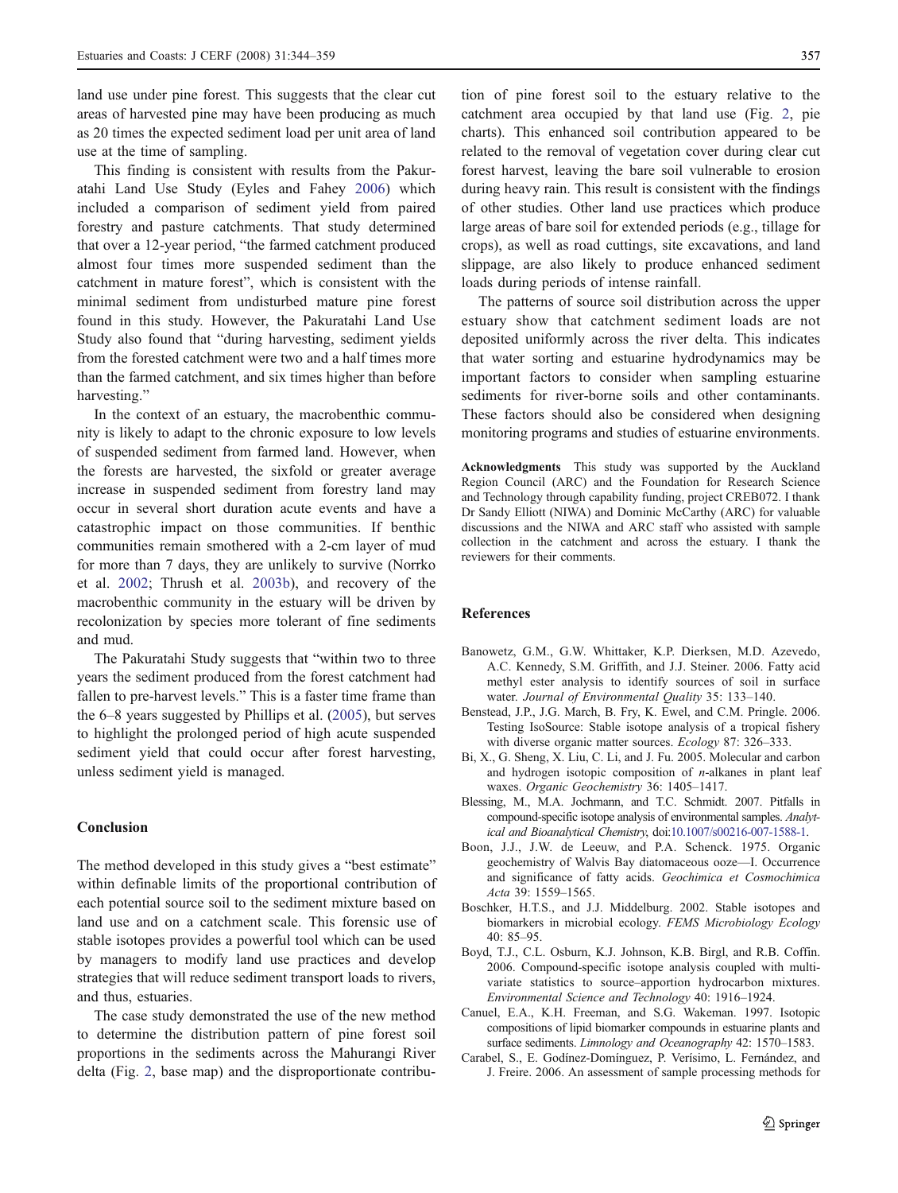land use under pine forest. This suggests that the clear cut areas of harvested pine may have been producing as much as 20 times the expected sediment load per unit area of land use at the time of sampling.

This finding is consistent with results from the Pakuratahi Land Use Study (Eyles and Fahey 2006) which included a comparison of sediment yield from paired forestry and pasture catchments. That study determined that over a 12-year period, "the farmed catchment produced almost four times more suspended sediment than the catchment in mature forest", which is consistent with the minimal sediment from undisturbed mature pine forest found in this study. However, the Pakuratahi Land Use Study also found that "during harvesting, sediment yields from the forested catchment were two and a half times more than the farmed catchment, and six times higher than before harvesting."

In the context of an estuary, the macrobenthic community is likely to adapt to the chronic exposure to low levels of suspended sediment from farmed land. However, when the forests are harvested, the sixfold or greater average increase in suspended sediment from forestry land may occur in several short duration acute events and have a catastrophic impact on those communities. If benthic communities remain smothered with a 2-cm layer of mud for more than 7 days, they are unlikely to survive (Norrko et al. 2002; Thrush et al. 2003b), and recovery of the macrobenthic community in the estuary will be driven by recolonization by species more tolerant of fine sediments and mud.

The Pakuratahi Study suggests that "within two to three years the sediment produced from the forest catchment had fallen to pre-harvest levels." This is a faster time frame than the 6–8 years suggested by Phillips et al. (2005), but serves to highlight the prolonged period of high acute suspended sediment yield that could occur after forest harvesting, unless sediment yield is managed.

## Conclusion

The method developed in this study gives a "best estimate" within definable limits of the proportional contribution of each potential source soil to the sediment mixture based on land use and on a catchment scale. This forensic use of stable isotopes provides a powerful tool which can be used by managers to modify land use practices and develop strategies that will reduce sediment transport loads to rivers, and thus, estuaries.

The case study demonstrated the use of the new method to determine the distribution pattern of pine forest soil proportions in the sediments across the Mahurangi River delta (Fig. 2, base map) and the disproportionate contribution of pine forest soil to the estuary relative to the catchment area occupied by that land use (Fig. 2, pie charts). This enhanced soil contribution appeared to be related to the removal of vegetation cover during clear cut forest harvest, leaving the bare soil vulnerable to erosion during heavy rain. This result is consistent with the findings of other studies. Other land use practices which produce large areas of bare soil for extended periods (e.g., tillage for crops), as well as road cuttings, site excavations, and land slippage, are also likely to produce enhanced sediment loads during periods of intense rainfall.

The patterns of source soil distribution across the upper estuary show that catchment sediment loads are not deposited uniformly across the river delta. This indicates that water sorting and estuarine hydrodynamics may be important factors to consider when sampling estuarine sediments for river-borne soils and other contaminants. These factors should also be considered when designing monitoring programs and studies of estuarine environments.

**Acknowledgments** This study was supported by the Auckland Region Council (ARC) and the Foundation for Research Science and Technology through capability funding, project CREB072. I thank Dr Sandy Elliott (NIWA) and Dominic McCarthy (ARC) for valuable discussions and the NIWA and ARC staff who assisted with sample collection in the catchment and across the estuary. I thank the reviewers for their comments.

## References

Banowetz, G.M., G.W. Whittaker, K.P. Dierksen, M.D. Azevedo, A.C. Kennedy, S.M. Griffith, and J.J. Steiner. 2006. Fatty acid methyl ester analysis to identify sources of soil in surface water. *Journal of Environmental Quality* 35: 133–140.

Benstead, J.P., J.G. March, B. Fry, K. Ewel, and C.M. Pringle. 2006. Testing IsoSource: Stable isotope analysis of a tropical fishery with diverse organic matter sources. *Ecology* 87: 326–333.

Bi, X., G. Sheng, X. Liu, C. Li, and J. Fu. 2005. Molecular and carbon and hydrogen isotopic composition of *n*-alkanes in plant leaf waxes. *Organic Geochemistry* 36: 1405–1417.

Blessing, M., M.A. Jochmann, and T.C. Schmidt. 2007. Pitfalls in compound-specific isotope analysis of environmental samples. *Analytical and Bioanalytical Chemistry*, doi:10.1007/s00216-007-1588-1.

Boon, J.J., J.W. de Leeuw, and P.A. Schenck. 1975. Organic geochemistry of Walvis Bay diatomaceous ooze—I. Occurrence and significance of fatty acids. *Geochimica et Cosmochimica Acta* 39: 1559–1565.

Boschker, H.T.S., and J.J. Middelburg. 2002. Stable isotopes and biomarkers in microbial ecology. *FEMS Microbiology Ecology* 40: 85–95.

Boyd, T.J., C.L. Osburn, K.J. Johnson, K.B. Birgl, and R.B. Coffin. 2006. Compound-specific isotope analysis coupled with multivariate statistics to source–apportion hydrocarbon mixtures. *Environmental Science and Technology* 40: 1916–1924.

Canuel, E.A., K.H. Freeman, and S.G. Wakeman. 1997. Isotopic compositions of lipid biomarker compounds in estuarine plants and surface sediments. *Limnology and Oceanography* 42: 1570–1583.

Carabel, S., E. Godínez-Domínguez, P. Verísimo, L. Fernández, and J. Freire. 2006. An assessment of sample processing methods for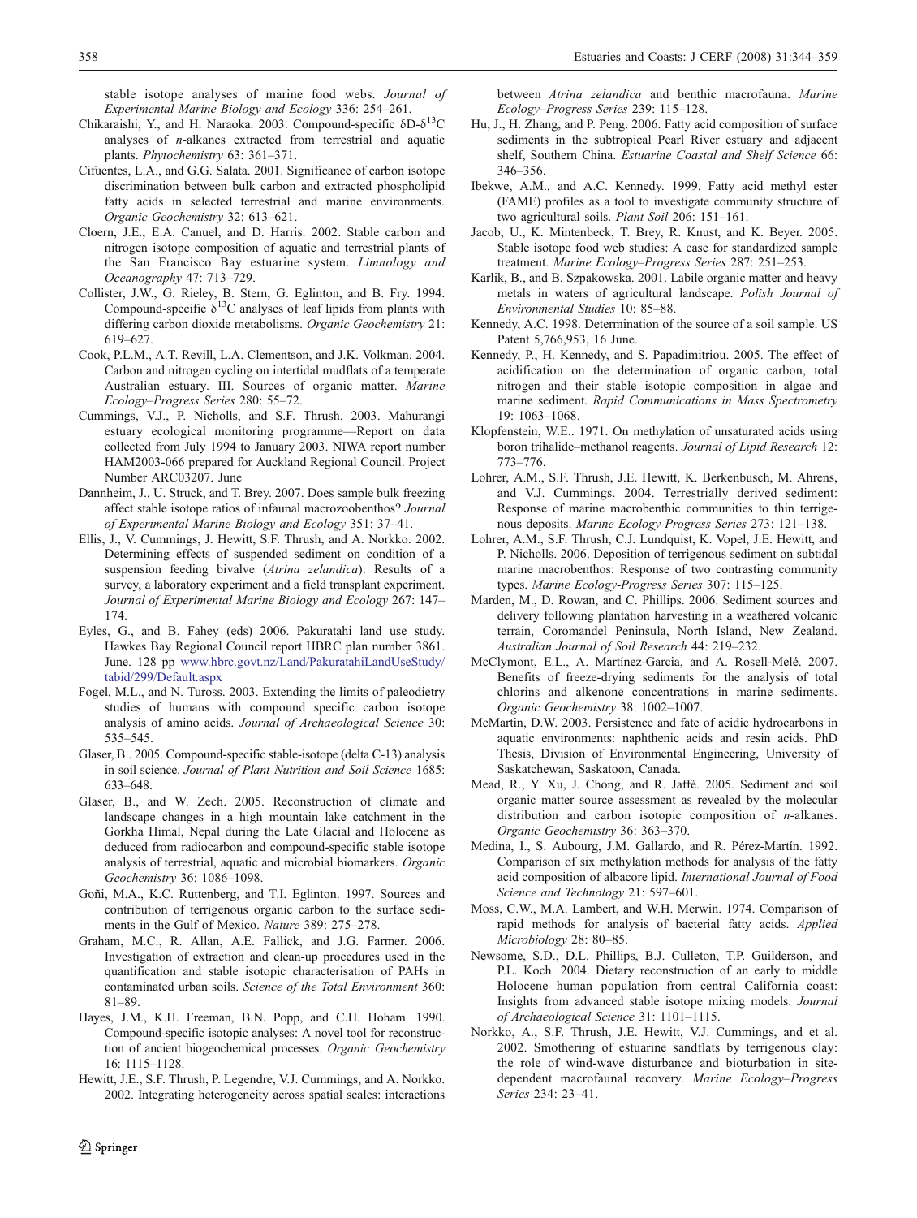stable isotope analyses of marine food webs. *Journal of Experimental Marine Biology and Ecology* 336: 254–261.

Chikaraishi, Y., and H. Naraoka. 2003. Compound-specific δD-$\delta^{13}$C analyses of *n*-alkanes extracted from terrestrial and aquatic plants. *Phytochemistry* 63: 361–371.

Cifuentes, L.A., and G.G. Salata. 2001. Significance of carbon isotope discrimination between bulk carbon and extracted phospholipid fatty acids in selected terrestrial and marine environments. *Organic Geochemistry* 32: 613–621.

Cloern, J.E., E.A. Canuel, and D. Harris. 2002. Stable carbon and nitrogen isotope composition of aquatic and terrestrial plants of the San Francisco Bay estuarine system. *Limnology and Oceanography* 47: 713–729.

Collister, J.W., G. Rieley, B. Stern, G. Eglinton, and B. Fry. 1994. Compound-specific $\delta^{13}$C analyses of leaf lipids from plants with differing carbon dioxide metabolisms. *Organic Geochemistry* 21: 619–627.

Cook, P.L.M., A.T. Revill, L.A. Clementson, and J.K. Volkman. 2004. Carbon and nitrogen cycling on intertidal mudflats of a temperate Australian estuary. III. Sources of organic matter. *Marine Ecology–Progress Series* 280: 55–72.

Cummings, V.J., P. Nicholls, and S.F. Thrush. 2003. Mahurangi estuary ecological monitoring programme—Report on data collected from July 1994 to January 2003. NIWA report number HAM2003-066 prepared for Auckland Regional Council. Project Number ARC03207. June

Dannheim, J., U. Struck, and T. Brey. 2007. Does sample bulk freezing affect stable isotope ratios of infaunal macrozoobenthos? *Journal of Experimental Marine Biology and Ecology* 351: 37–41.

Ellis, J., V. Cummings, J. Hewitt, S.F. Thrush, and A. Norkko. 2002. Determining effects of suspended sediment on condition of a suspension feeding bivalve (*Atrina zelandica*): Results of a survey, a laboratory experiment and a field transplant experiment. *Journal of Experimental Marine Biology and Ecology* 267: 147–174.

Eyles, G., and B. Fahey (eds) 2006. Pakuratahi land use study. Hawkes Bay Regional Council report HBRC plan number 3861. June. 128 pp www.hbrc.govt.nz/Land/PakuratahiLandUseStudy/tabid/299/Default.aspx

Fogel, M.L., and N. Tuross. 2003. Extending the limits of paleodietry studies of humans with compound specific carbon isotope analysis of amino acids. *Journal of Archaeological Science* 30: 535–545.

Glaser, B.. 2005. Compound-specific stable-isotope (delta C-13) analysis in soil science. *Journal of Plant Nutrition and Soil Science* 1685: 633–648.

Glaser, B., and W. Zech. 2005. Reconstruction of climate and landscape changes in a high mountain lake catchment in the Gorkha Himal, Nepal during the Late Glacial and Holocene as deduced from radiocarbon and compound-specific stable isotope analysis of terrestrial, aquatic and microbial biomarkers. *Organic Geochemistry* 36: 1086–1098.

Goñi, M.A., K.C. Ruttenberg, and T.I. Eglinton. 1997. Sources and contribution of terrigenous organic carbon to the surface sediments in the Gulf of Mexico. *Nature* 389: 275–278.

Graham, M.C., R. Allan, A.E. Fallick, and J.G. Farmer. 2006. Investigation of extraction and clean-up procedures used in the quantification and stable isotopic characterisation of PAHs in contaminated urban soils. *Science of the Total Environment* 360: 81–89.

Hayes, J.M., K.H. Freeman, B.N. Popp, and C.H. Hoham. 1990. Compound-specific isotopic analyses: A novel tool for reconstruction of ancient biogeochemical processes. *Organic Geochemistry* 16: 1115–1128.

Hewitt, J.E., S.F. Thrush, P. Legendre, V.J. Cummings, and A. Norkko. 2002. Integrating heterogeneity across spatial scales: interactions between *Atrina zelandica* and benthic macrofauna. *Marine Ecology–Progress Series* 239: 115–128.

Hu, J., H. Zhang, and P. Peng. 2006. Fatty acid composition of surface sediments in the subtropical Pearl River estuary and adjacent shelf, Southern China. *Estuarine Coastal and Shelf Science* 66: 346–356.

Ibekwe, A.M., and A.C. Kennedy. 1999. Fatty acid methyl ester (FAME) profiles as a tool to investigate community structure of two agricultural soils. *Plant Soil* 206: 151–161.

Jacob, U., K. Mintenbeck, T. Brey, R. Knust, and K. Beyer. 2005. Stable isotope food web studies: A case for standardized sample treatment. *Marine Ecology–Progress Series* 287: 251–253.

Karlik, B., and B. Szpakowska. 2001. Labile organic matter and heavy metals in waters of agricultural landscape. *Polish Journal of Environmental Studies* 10: 85–88.

Kennedy, A.C. 1998. Determination of the source of a soil sample. US Patent 5,766,953, 16 June.

Kennedy, P., H. Kennedy, and S. Papadimitriou. 2005. The effect of acidification on the determination of organic carbon, total nitrogen and their stable isotopic composition in algae and marine sediment. *Rapid Communications in Mass Spectrometry* 19: 1063–1068.

Klopfenstein, W.E.. 1971. On methylation of unsaturated acids using boron trihalide–methanol reagents. *Journal of Lipid Research* 12: 773–776.

Lohrer, A.M., S.F. Thrush, J.E. Hewitt, K. Berkenbusch, M. Ahrens, and V.J. Cummings. 2004. Terrestrially derived sediment: Response of marine macrobenthic communities to thin terrigenous deposits. *Marine Ecology-Progress Series* 273: 121–138.

Lohrer, A.M., S.F. Thrush, C.J. Lundquist, K. Vopel, J.E. Hewitt, and P. Nicholls. 2006. Deposition of terrigenous sediment on subtidal marine macrobenthos: Response of two contrasting community types. *Marine Ecology-Progress Series* 307: 115–125.

Marden, M., D. Rowan, and C. Phillips. 2006. Sediment sources and delivery following plantation harvesting in a weathered volcanic terrain, Coromandel Peninsula, North Island, New Zealand. *Australian Journal of Soil Research* 44: 219–232.

McClymont, E.L., A. Martínez-Garcia, and A. Rosell-Melé. 2007. Benefits of freeze-drying sediments for the analysis of total chlorins and alkenone concentrations in marine sediments. *Organic Geochemistry* 38: 1002–1007.

McMartin, D.W. 2003. Persistence and fate of acidic hydrocarbons in aquatic environments: naphthenic acids and resin acids. PhD Thesis, Division of Environmental Engineering, University of Saskatchewan, Saskatoon, Canada.

Mead, R., Y. Xu, J. Chong, and R. Jaffé. 2005. Sediment and soil organic matter source assessment as revealed by the molecular distribution and carbon isotopic composition of *n*-alkanes. *Organic Geochemistry* 36: 363–370.

Medina, I., S. Aubourg, J.M. Gallardo, and R. Pérez-Martín. 1992. Comparison of six methylation methods for analysis of the fatty acid composition of albacore lipid. *International Journal of Food Science and Technology* 21: 597–601.

Moss, C.W., M.A. Lambert, and W.H. Merwin. 1974. Comparison of rapid methods for analysis of bacterial fatty acids. *Applied Microbiology* 28: 80–85.

Newsome, S.D., D.L. Phillips, B.J. Culleton, T.P. Guilderson, and P.L. Koch. 2004. Dietary reconstruction of an early to middle Holocene human population from central California coast: Insights from advanced stable isotope mixing models. *Journal of Archaeological Science* 31: 1101–1115.

Norkko, A., S.F. Thrush, J.E. Hewitt, V.J. Cummings, and et al. 2002. Smothering of estuarine sandflats by terrigenous clay: the role of wind-wave disturbance and bioturbation in site-dependent macrofaunal recovery. *Marine Ecology–Progress Series* 234: 23–41.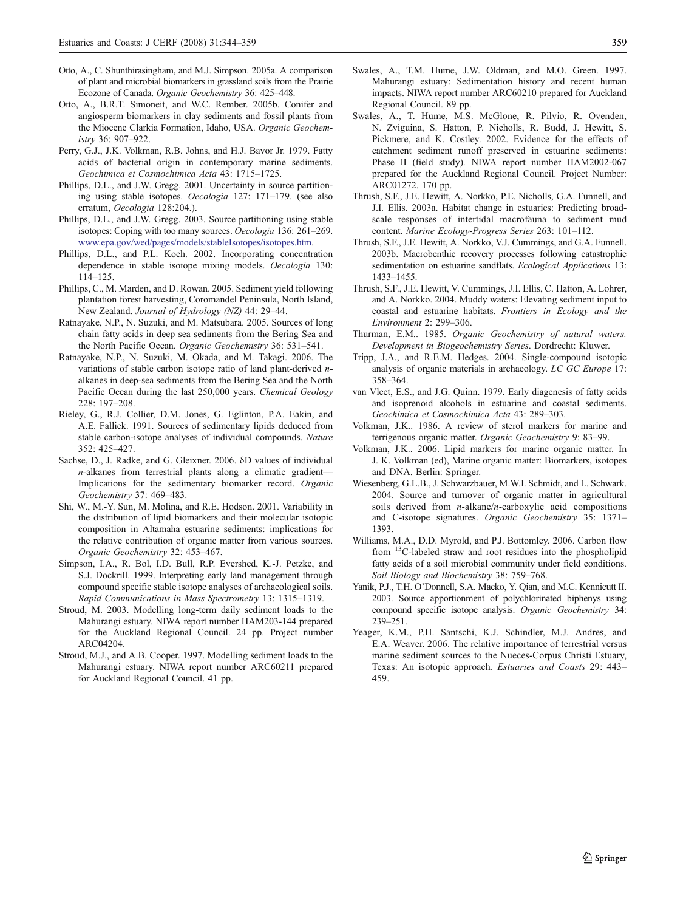Otto, A., C. Shunthirasingham, and M.J. Simpson. 2005a. A comparison of plant and microbial biomarkers in grassland soils from the Prairie Ecozone of Canada. *Organic Geochemistry* 36: 425–448.

Otto, A., B.R.T. Simoneit, and W.C. Rember. 2005b. Conifer and angiosperm biomarkers in clay sediments and fossil plants from the Miocene Clarkia Formation, Idaho, USA. *Organic Geochemistry* 36: 907–922.

Perry, G.J., J.K. Volkman, R.B. Johns, and H.J. Bavor Jr. 1979. Fatty acids of bacterial origin in contemporary marine sediments. *Geochimica et Cosmochimica Acta* 43: 1715–1725.

Phillips, D.L., and J.W. Gregg. 2001. Uncertainty in source partitioning using stable isotopes. *Oecologia* 127: 171–179. (see also erratum, *Oecologia* 128:204.).

Phillips, D.L., and J.W. Gregg. 2003. Source partitioning using stable isotopes: Coping with too many sources. *Oecologia* 136: 261–269. www.epa.gov/wed/pages/models/stableIsotopes/isotopes.htm.

Phillips, D.L., and P.L. Koch. 2002. Incorporating concentration dependence in stable isotope mixing models. *Oecologia* 130: 114–125.

Phillips, C., M. Marden, and D. Rowan. 2005. Sediment yield following plantation forest harvesting, Coromandel Peninsula, North Island, New Zealand. *Journal of Hydrology (NZ)* 44: 29–44.

Ratnayake, N.P., N. Suzuki, and M. Matsubara. 2005. Sources of long chain fatty acids in deep sea sediments from the Bering Sea and the North Pacific Ocean. *Organic Geochemistry* 36: 531–541.

Ratnayake, N.P., N. Suzuki, M. Okada, and M. Takagi. 2006. The variations of stable carbon isotope ratio of land plant-derived *n*-alkanes in deep-sea sediments from the Bering Sea and the North Pacific Ocean during the last 250,000 years. *Chemical Geology* 228: 197–208.

Rieley, G., R.J. Collier, D.M. Jones, G. Eglinton, P.A. Eakin, and A.E. Fallick. 1991. Sources of sedimentary lipids deduced from stable carbon-isotope analyses of individual compounds. *Nature* 352: 425–427.

Sachse, D., J. Radke, and G. Gleixner. 2006. δD values of individual *n*-alkanes from terrestrial plants along a climatic gradient—Implications for the sedimentary biomarker record. *Organic Geochemistry* 37: 469–483.

Shi, W., M.-Y. Sun, M. Molina, and R.E. Hodson. 2001. Variability in the distribution of lipid biomarkers and their molecular isotopic composition in Altamaha estuarine sediments: implications for the relative contribution of organic matter from various sources. *Organic Geochemistry* 32: 453–467.

Simpson, I.A., R. Bol, I.D. Bull, R.P. Evershed, K.-J. Petzke, and S.J. Dockrill. 1999. Interpreting early land management through compound specific stable isotope analyses of archaeological soils. *Rapid Communications in Mass Spectrometry* 13: 1315–1319.

Stroud, M. 2003. Modelling long-term daily sediment loads to the Mahurangi estuary. NIWA report number HAM203-144 prepared for the Auckland Regional Council. 24 pp. Project number ARC04204.

Stroud, M.J., and A.B. Cooper. 1997. Modelling sediment loads to the Mahurangi estuary. NIWA report number ARC60211 prepared for Auckland Regional Council. 41 pp.

Swales, A., T.M. Hume, J.W. Oldman, and M.O. Green. 1997. Mahurangi estuary: Sedimentation history and recent human impacts. NIWA report number ARC60210 prepared for Auckland Regional Council. 89 pp.

Swales, A., T. Hume, M.S. McGlone, R. Pilvio, R. Ovenden, N. Zviguina, S. Hatton, P. Nicholls, R. Budd, J. Hewitt, S. Pickmere, and K. Costley. 2002. Evidence for the effects of catchment sediment runoff preserved in estuarine sediments: Phase II (field study). NIWA report number HAM2002-067 prepared for the Auckland Regional Council. Project Number: ARC01272. 170 pp.

Thrush, S.F., J.E. Hewitt, A. Norkko, P.E. Nicholls, G.A. Funnell, and J.I. Ellis. 2003a. Habitat change in estuaries: Predicting broad-scale responses of intertidal macrofauna to sediment mud content. *Marine Ecology-Progress Series* 263: 101–112.

Thrush, S.F., J.E. Hewitt, A. Norkko, V.J. Cummings, and G.A. Funnell. 2003b. Macrobenthic recovery processes following catastrophic sedimentation on estuarine sandflats. *Ecological Applications* 13: 1433–1455.

Thrush, S.F., J.E. Hewitt, V. Cummings, J.I. Ellis, C. Hatton, A. Lohrer, and A. Norkko. 2004. Muddy waters: Elevating sediment input to coastal and estuarine habitats. *Frontiers in Ecology and the Environment* 2: 299–306.

Thurman, E.M.. 1985. *Organic Geochemistry of natural waters. Development in Biogeochemistry Series*. Dordrecht: Kluwer.

Tripp, J.A., and R.E.M. Hedges. 2004. Single-compound isotopic analysis of organic materials in archaeology. *LC GC Europe* 17: 358–364.

van Vleet, E.S., and J.G. Quinn. 1979. Early diagenesis of fatty acids and isoprenoid alcohols in estuarine and coastal sediments. *Geochimica et Cosmochimica Acta* 43: 289–303.

Volkman, J.K.. 1986. A review of sterol markers for marine and terrigenous organic matter. *Organic Geochemistry* 9: 83–99.

Volkman, J.K.. 2006. Lipid markers for marine organic matter. In J. K. Volkman (ed), Marine organic matter: Biomarkers, isotopes and DNA. Berlin: Springer.

Wiesenberg, G.L.B., J. Schwarzbauer, M.W.I. Schmidt, and L. Schwark. 2004. Source and turnover of organic matter in agricultural soils derived from *n*-alkane/*n*-carboxylic acid compositions and C-isotope signatures. *Organic Geochemistry* 35: 1371–1393.

Williams, M.A., D.D. Myrold, and P.J. Bottomley. 2006. Carbon flow from $^{13}$C-labeled straw and root residues into the phospholipid fatty acids of a soil microbial community under field conditions. *Soil Biology and Biochemistry* 38: 759–768.

Yanik, P.J., T.H. O'Donnell, S.A. Macko, Y. Qian, and M.C. Kennicutt II. 2003. Source apportionment of polychlorinated biphenys using compound specific isotope analysis. *Organic Geochemistry* 34: 239–251.

Yeager, K.M., P.H. Santschi, K.J. Schindler, M.J. Andres, and E.A. Weaver. 2006. The relative importance of terrestrial versus marine sediment sources to the Nueces-Corpus Christi Estuary, Texas: An isotopic approach. *Estuaries and Coasts* 29: 443–459.